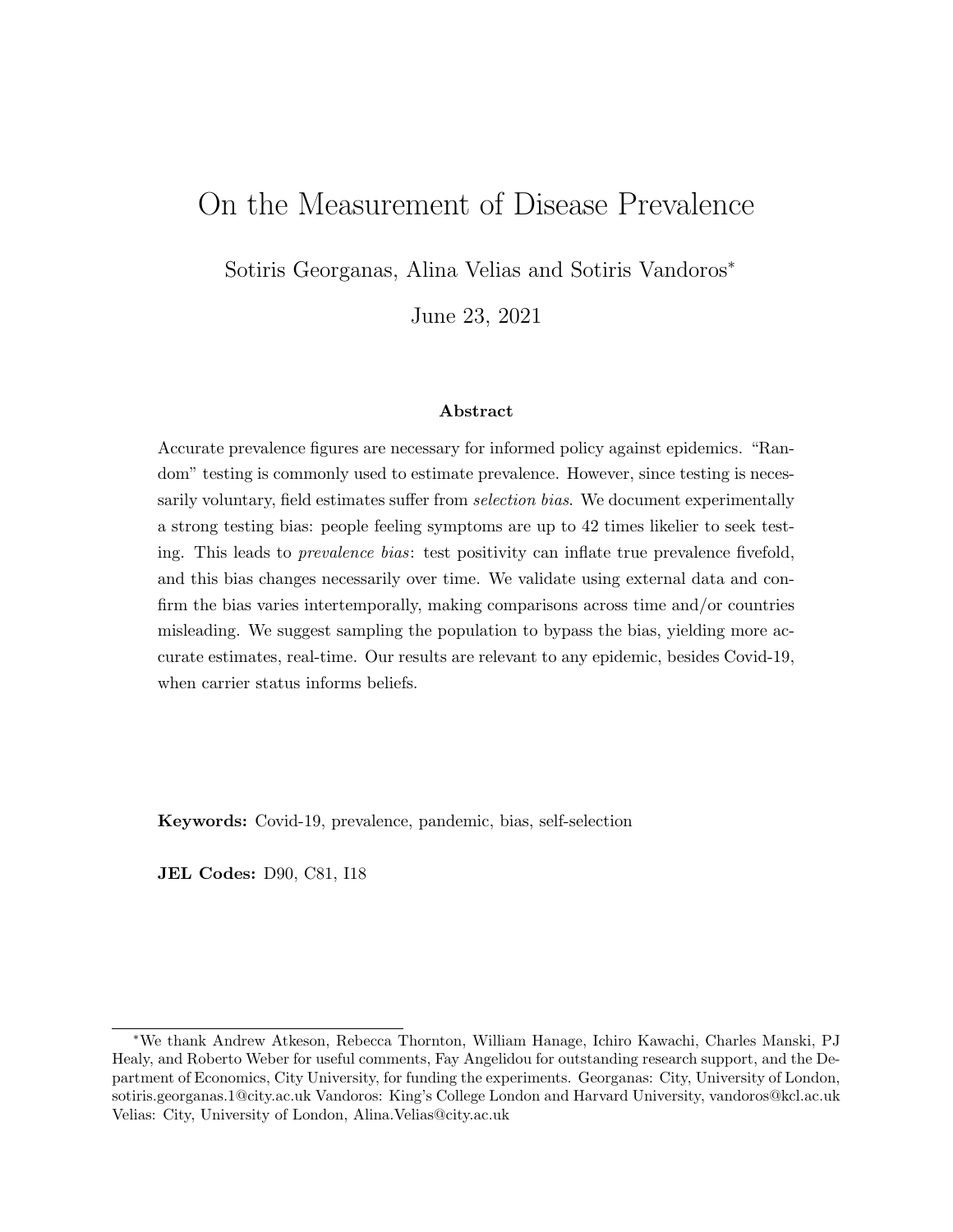# On the Measurement of Disease Prevalence

Sotiris Georganas, Alina Velias and Sotiris Vandoros*

June 23, 2021

### Abstract

Accurate prevalence figures are necessary for informed policy against epidemics. "Random" testing is commonly used to estimate prevalence. However, since testing is necessarily voluntary, field estimates suffer from *selection bias*. We document experimentally a strong testing bias: people feeling symptoms are up to 42 times likelier to seek testing. This leads to *prevalence bias*: test positivity can inflate true prevalence fivefold, and this bias changes necessarily over time. We validate using external data and confirm the bias varies intertemporally, making comparisons across time and/or countries misleading. We suggest sampling the population to bypass the bias, yielding more accurate estimates, real-time. Our results are relevant to any epidemic, besides Covid-19, when carrier status informs beliefs.

**Keywords:** Covid-19, prevalence, pandemic, bias, self-selection

**JEL Codes:** D90, C81, I18

---

*We thank Andrew Atkeson, Rebecca Thornton, William Hanage, Ichiro Kawachi, Charles Manski, PJ Healy, and Roberto Weber for useful comments, Fay Angelidou for outstanding research support, and the Department of Economics, City University, for funding the experiments. Georganas: City, University of London, sotiris.georganas.1@city.ac.uk Vandoros: King's College London and Harvard University, vandoros@kcl.ac.uk Velias: City, University of London, Alina.Velias@city.ac.uk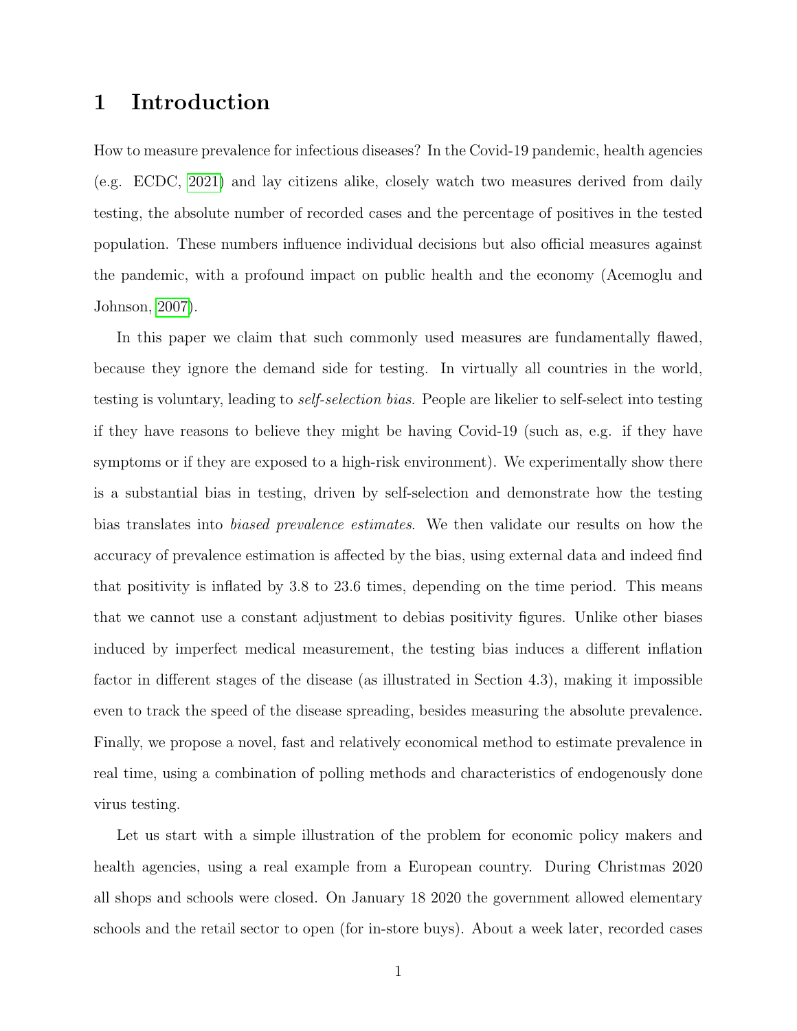# 1 Introduction

How to measure prevalence for infectious diseases? In the Covid-19 pandemic, health agencies (e.g. ECDC, 2021) and lay citizens alike, closely watch two measures derived from daily testing, the absolute number of recorded cases and the percentage of positives in the tested population. These numbers influence individual decisions but also official measures against the pandemic, with a profound impact on public health and the economy (Acemoglu and Johnson, 2007).

In this paper we claim that such commonly used measures are fundamentally flawed, because they ignore the demand side for testing. In virtually all countries in the world, testing is voluntary, leading to *self-selection bias*. People are likelier to self-select into testing if they have reasons to believe they might be having Covid-19 (such as, e.g. if they have symptoms or if they are exposed to a high-risk environment). We experimentally show there is a substantial bias in testing, driven by self-selection and demonstrate how the testing bias translates into *biased prevalence estimates*. We then validate our results on how the accuracy of prevalence estimation is affected by the bias, using external data and indeed find that positivity is inflated by 3.8 to 23.6 times, depending on the time period. This means that we cannot use a constant adjustment to debias positivity figures. Unlike other biases induced by imperfect medical measurement, the testing bias induces a different inflation factor in different stages of the disease (as illustrated in Section 4.3), making it impossible even to track the speed of the disease spreading, besides measuring the absolute prevalence. Finally, we propose a novel, fast and relatively economical method to estimate prevalence in real time, using a combination of polling methods and characteristics of endogenously done virus testing.

Let us start with a simple illustration of the problem for economic policy makers and health agencies, using a real example from a European country. During Christmas 2020 all shops and schools were closed. On January 18 2020 the government allowed elementary schools and the retail sector to open (for in-store buys). About a week later, recorded cases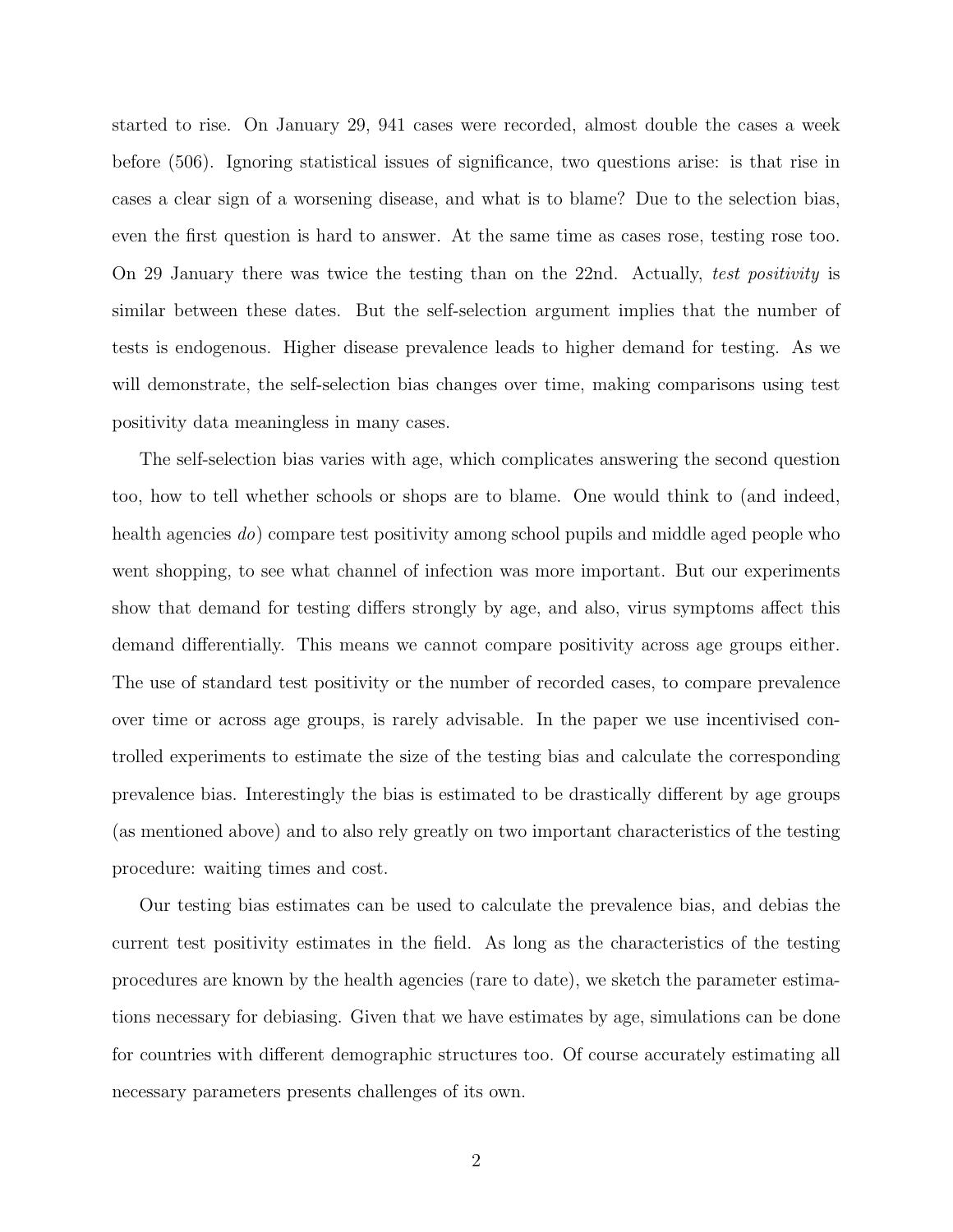started to rise. On January 29, 941 cases were recorded, almost double the cases a week before (506). Ignoring statistical issues of significance, two questions arise: is that rise in cases a clear sign of a worsening disease, and what is to blame? Due to the selection bias, even the first question is hard to answer. At the same time as cases rose, testing rose too. On 29 January there was twice the testing than on the 22nd. Actually, *test positivity* is similar between these dates. But the self-selection argument implies that the number of tests is endogenous. Higher disease prevalence leads to higher demand for testing. As we will demonstrate, the self-selection bias changes over time, making comparisons using test positivity data meaningless in many cases.

The self-selection bias varies with age, which complicates answering the second question too, how to tell whether schools or shops are to blame. One would think to (and indeed, health agencies *do*) compare test positivity among school pupils and middle aged people who went shopping, to see what channel of infection was more important. But our experiments show that demand for testing differs strongly by age, and also, virus symptoms affect this demand differentially. This means we cannot compare positivity across age groups either. The use of standard test positivity or the number of recorded cases, to compare prevalence over time or across age groups, is rarely advisable. In the paper we use incentivised controlled experiments to estimate the size of the testing bias and calculate the corresponding prevalence bias. Interestingly the bias is estimated to be drastically different by age groups (as mentioned above) and to also rely greatly on two important characteristics of the testing procedure: waiting times and cost.

Our testing bias estimates can be used to calculate the prevalence bias, and debias the current test positivity estimates in the field. As long as the characteristics of the testing procedures are known by the health agencies (rare to date), we sketch the parameter estimations necessary for debiasing. Given that we have estimates by age, simulations can be done for countries with different demographic structures too. Of course accurately estimating all necessary parameters presents challenges of its own.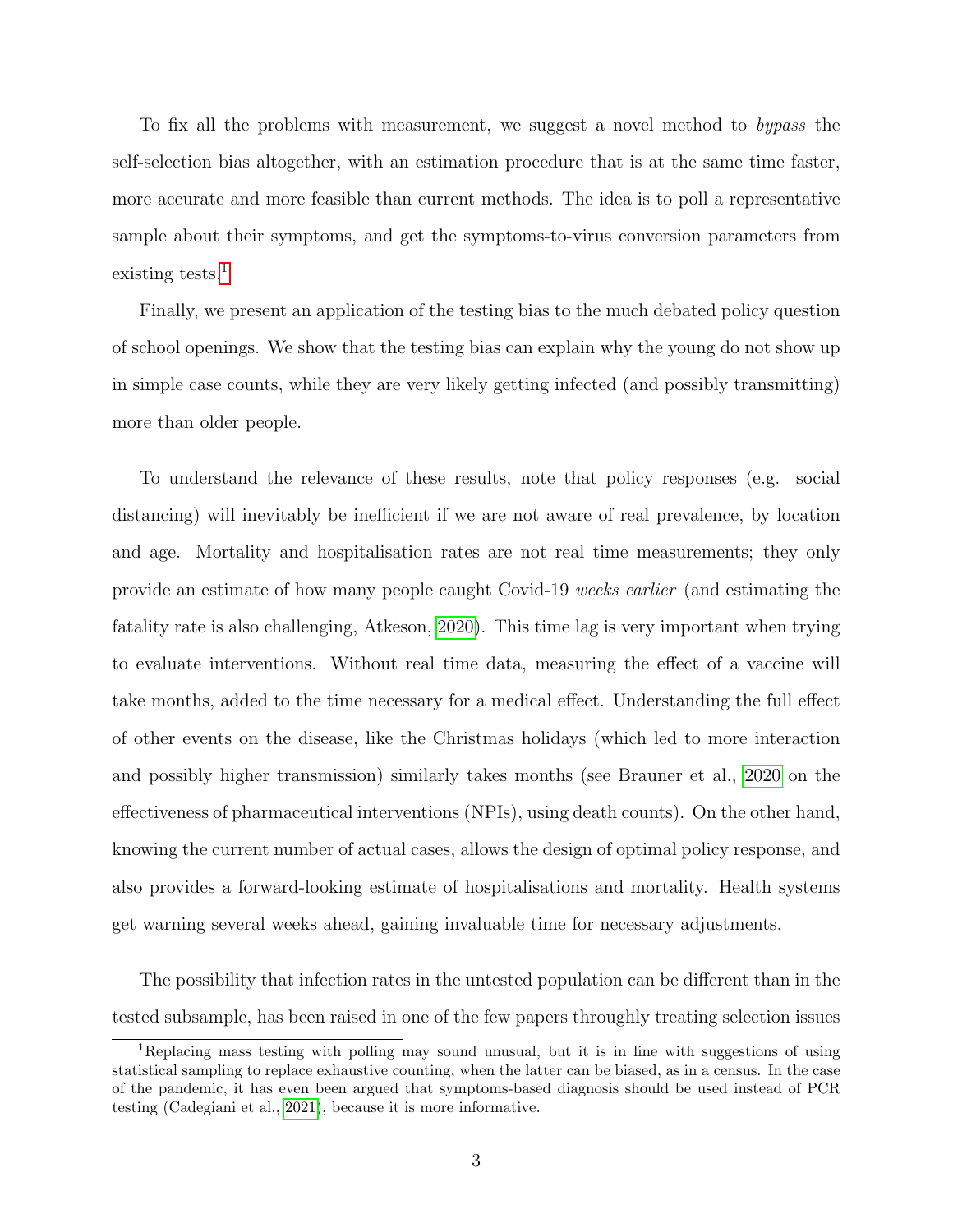To fix all the problems with measurement, we suggest a novel method to *bypass* the self-selection bias altogether, with an estimation procedure that is at the same time faster, more accurate and more feasible than current methods. The idea is to poll a representative sample about their symptoms, and get the symptoms-to-virus conversion parameters from existing tests.[1]

Finally, we present an application of the testing bias to the much debated policy question of school openings. We show that the testing bias can explain why the young do not show up in simple case counts, while they are very likely getting infected (and possibly transmitting) more than older people.

To understand the relevance of these results, note that policy responses (e.g. social distancing) will inevitably be inefficient if we are not aware of real prevalence, by location and age. Mortality and hospitalisation rates are not real time measurements; they only provide an estimate of how many people caught Covid-19 *weeks earlier* (and estimating the fatality rate is also challenging, Atkeson, 2020). This time lag is very important when trying to evaluate interventions. Without real time data, measuring the effect of a vaccine will take months, added to the time necessary for a medical effect. Understanding the full effect of other events on the disease, like the Christmas holidays (which led to more interaction and possibly higher transmission) similarly takes months (see Brauner et al., 2020 on the effectiveness of pharmaceutical interventions (NPIs), using death counts). On the other hand, knowing the current number of actual cases, allows the design of optimal policy response, and also provides a forward-looking estimate of hospitalisations and mortality. Health systems get warning several weeks ahead, gaining invaluable time for necessary adjustments.

The possibility that infection rates in the untested population can be different than in the tested subsample, has been raised in one of the few papers throughly treating selection issues

[1] Replacing mass testing with polling may sound unusual, but it is in line with suggestions of using statistical sampling to replace exhaustive counting, when the latter can be biased, as in a census. In the case of the pandemic, it has even been argued that symptoms-based diagnosis should be used instead of PCR testing (Cadegiani et al., 2021), because it is more informative.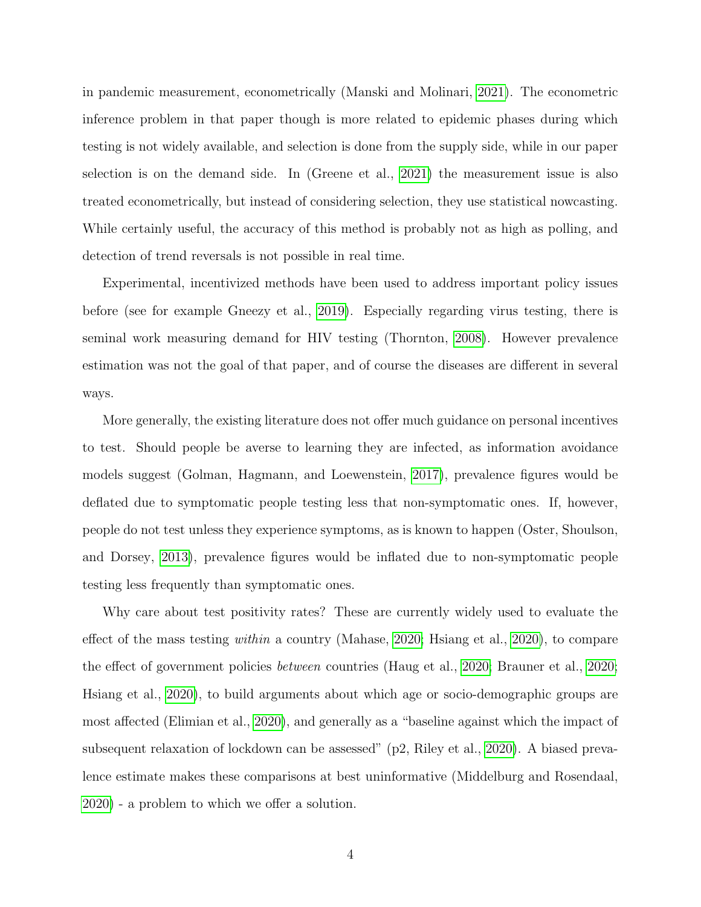in pandemic measurement, econometrically (Manski and Molinari, 2021). The econometric inference problem in that paper though is more related to epidemic phases during which testing is not widely available, and selection is done from the supply side, while in our paper selection is on the demand side. In (Greene et al., 2021) the measurement issue is also treated econometrically, but instead of considering selection, they use statistical nowcasting. While certainly useful, the accuracy of this method is probably not as high as polling, and detection of trend reversals is not possible in real time.

Experimental, incentivized methods have been used to address important policy issues before (see for example Gneezy et al., 2019). Especially regarding virus testing, there is seminal work measuring demand for HIV testing (Thornton, 2008). However prevalence estimation was not the goal of that paper, and of course the diseases are different in several ways.

More generally, the existing literature does not offer much guidance on personal incentives to test. Should people be averse to learning they are infected, as information avoidance models suggest (Golman, Hagmann, and Loewenstein, 2017), prevalence figures would be deflated due to symptomatic people testing less that non-symptomatic ones. If, however, people do not test unless they experience symptoms, as is known to happen (Oster, Shoulson, and Dorsey, 2013), prevalence figures would be inflated due to non-symptomatic people testing less frequently than symptomatic ones.

Why care about test positivity rates? These are currently widely used to evaluate the effect of the mass testing *within* a country (Mahase, 2020; Hsiang et al., 2020), to compare the effect of government policies *between* countries (Haug et al., 2020; Brauner et al., 2020; Hsiang et al., 2020), to build arguments about which age or socio-demographic groups are most affected (Elimian et al., 2020), and generally as a "baseline against which the impact of subsequent relaxation of lockdown can be assessed" (p2, Riley et al., 2020). A biased prevalence estimate makes these comparisons at best uninformative (Middelburg and Rosendaal, 2020) - a problem to which we offer a solution.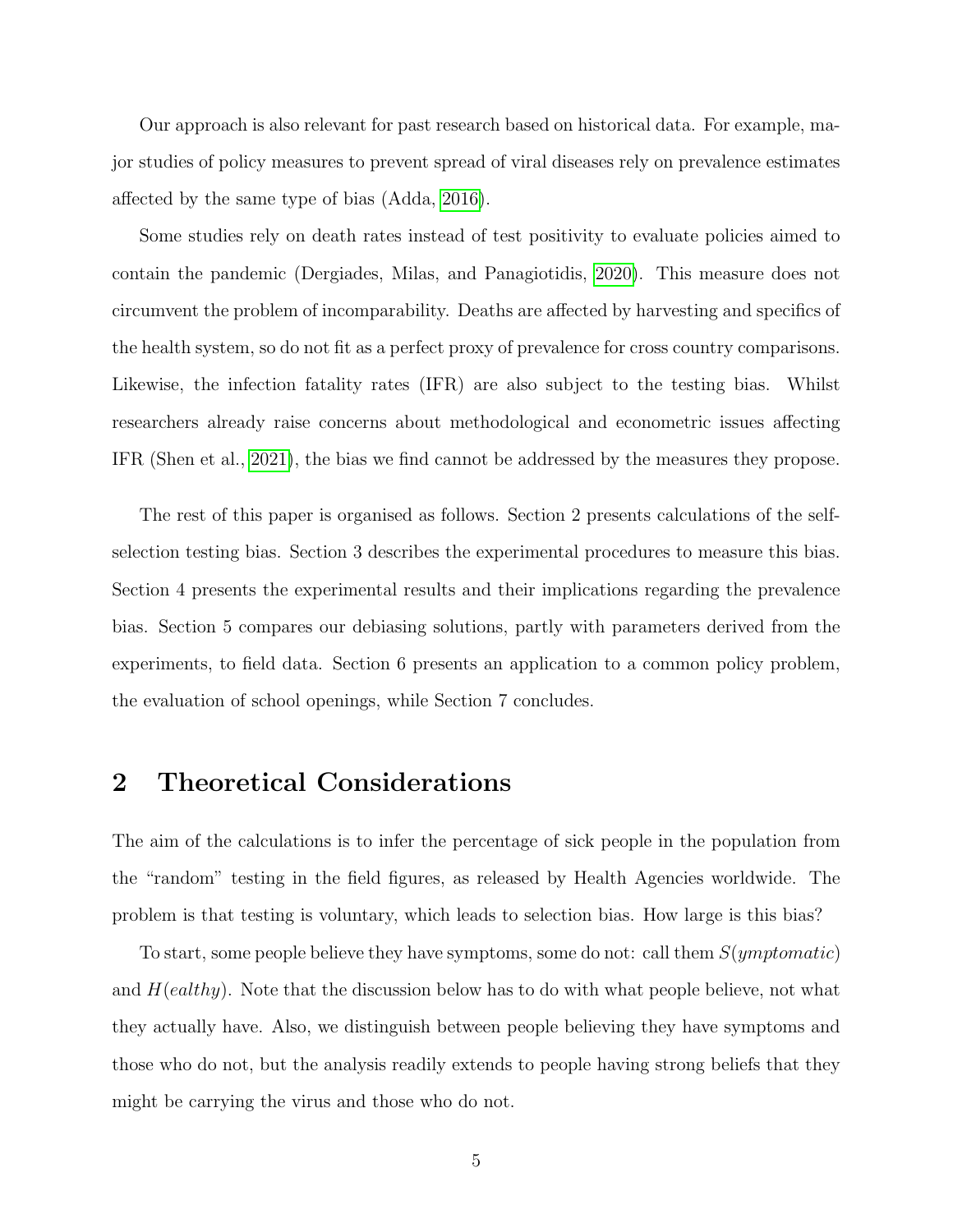Our approach is also relevant for past research based on historical data. For example, major studies of policy measures to prevent spread of viral diseases rely on prevalence estimates affected by the same type of bias (Adda, 2016).

Some studies rely on death rates instead of test positivity to evaluate policies aimed to contain the pandemic (Dergiades, Milas, and Panagiotidis, 2020). This measure does not circumvent the problem of incomparability. Deaths are affected by harvesting and specifics of the health system, so do not fit as a perfect proxy of prevalence for cross country comparisons. Likewise, the infection fatality rates (IFR) are also subject to the testing bias. Whilst researchers already raise concerns about methodological and econometric issues affecting IFR (Shen et al., 2021), the bias we find cannot be addressed by the measures they propose.

The rest of this paper is organised as follows. Section 2 presents calculations of the self-selection testing bias. Section 3 describes the experimental procedures to measure this bias. Section 4 presents the experimental results and their implications regarding the prevalence bias. Section 5 compares our debiasing solutions, partly with parameters derived from the experiments, to field data. Section 6 presents an application to a common policy problem, the evaluation of school openings, while Section 7 concludes.

# 2 Theoretical Considerations

The aim of the calculations is to infer the percentage of sick people in the population from the "random" testing in the field figures, as released by Health Agencies worldwide. The problem is that testing is voluntary, which leads to selection bias. How large is this bias?

To start, some people believe they have symptoms, some do not: call them $S(ymptomatic)$ and $H(ealthy)$. Note that the discussion below has to do with what people believe, not what they actually have. Also, we distinguish between people believing they have symptoms and those who do not, but the analysis readily extends to people having strong beliefs that they might be carrying the virus and those who do not.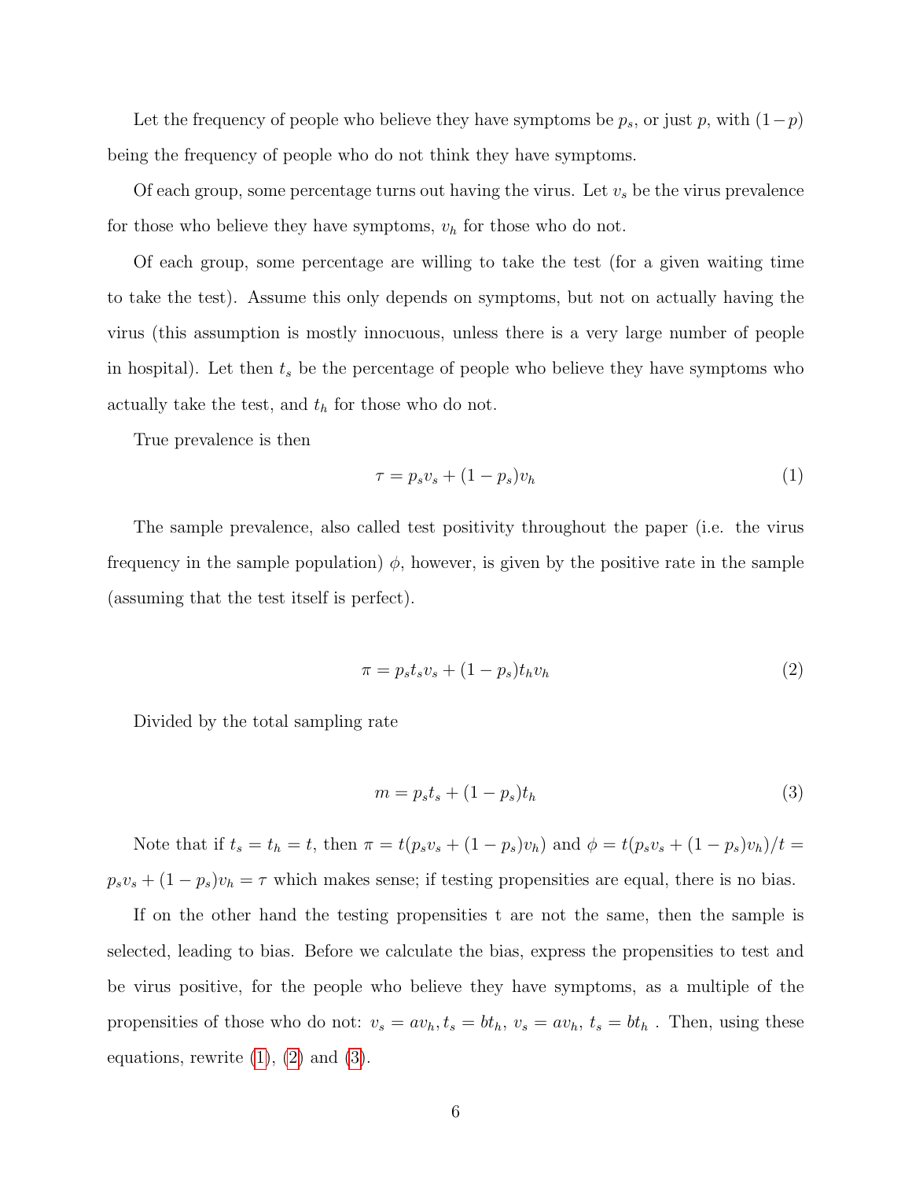Let the frequency of people who believe they have symptoms be $p_s$, or just $p$, with $(1-p)$ being the frequency of people who do not think they have symptoms.

Of each group, some percentage turns out having the virus. Let $v_s$ be the virus prevalence for those who believe they have symptoms, $v_h$ for those who do not.

Of each group, some percentage are willing to take the test (for a given waiting time to take the test). Assume this only depends on symptoms, but not on actually having the virus (this assumption is mostly innocuous, unless there is a very large number of people in hospital). Let then $t_s$ be the percentage of people who believe they have symptoms who actually take the test, and $t_h$ for those who do not.

True prevalence is then

$$\tau = p_s v_s + (1 - p_s)v_h \tag{1}$$

The sample prevalence, also called test positivity throughout the paper (i.e. the virus frequency in the sample population) $\phi$, however, is given by the positive rate in the sample (assuming that the test itself is perfect).

$$\pi = p_s t_s v_s + (1 - p_s)t_h v_h \tag{2}$$

Divided by the total sampling rate

$$m = p_s t_s + (1 - p_s)t_h \tag{3}$$

Note that if $t_s = t_h = t$, then $\pi = t(p_s v_s + (1 - p_s)v_h)$ and $\phi = t(p_s v_s + (1 - p_s)v_h)/t = p_s v_s + (1 - p_s)v_h = \tau$ which makes sense; if testing propensities are equal, there is no bias.

If on the other hand the testing propensities t are not the same, then the sample is selected, leading to bias. Before we calculate the bias, express the propensities to test and be virus positive, for the people who believe they have symptoms, as a multiple of the propensities of those who do not: $v_s = av_h, t_s = bt_h$, $v_s = av_h$, $t_s = bt_h$ . Then, using these equations, rewrite (1), (2) and (3).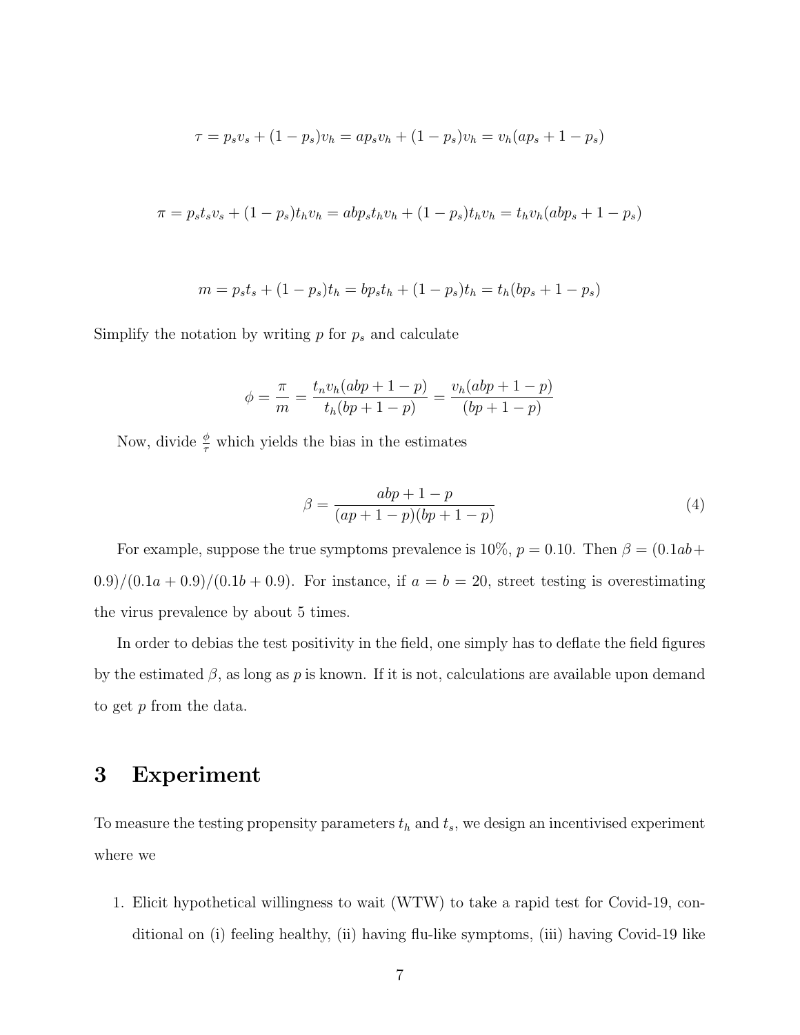$$\tau = p_s v_s + (1 - p_s) v_h = a p_s v_h + (1 - p_s) v_h = v_h (a p_s + 1 - p_s)$$

$$\pi = p_s t_s v_s + (1 - p_s) t_h v_h = a b p_s t_h v_h + (1 - p_s) t_h v_h = t_h v_h (a b p_s + 1 - p_s)$$

$$m = p_s t_s + (1 - p_s) t_h = b p_s t_h + (1 - p_s) t_h = t_h (b p_s + 1 - p_s)$$

Simplify the notation by writing $p$ for $p_s$ and calculate

$$\phi = \frac{\pi}{m} = \frac{t_n v_h (abp + 1 - p)}{t_h (bp + 1 - p)} = \frac{v_h (abp + 1 - p)}{(bp + 1 - p)}$$

Now, divide $\frac{\phi}{\tau}$ which yields the bias in the estimates

$$\beta = \frac{abp + 1 - p}{(ap + 1 - p)(bp + 1 - p)} \tag{4}$$

For example, suppose the true symptoms prevalence is 10%, $p = 0.10$. Then $\beta = (0.1ab + 0.9)/(0.1a + 0.9)/(0.1b + 0.9)$. For instance, if $a = b = 20$, street testing is overestimating the virus prevalence by about 5 times.

In order to debias the test positivity in the field, one simply has to deflate the field figures by the estimated $\beta$, as long as $p$ is known. If it is not, calculations are available upon demand to get $p$ from the data.

## 3 Experiment

To measure the testing propensity parameters $t_h$ and $t_s$, we design an incentivised experiment where we

1. Elicit hypothetical willingness to wait (WTW) to take a rapid test for Covid-19, conditional on (i) feeling healthy, (ii) having flu-like symptoms, (iii) having Covid-19 like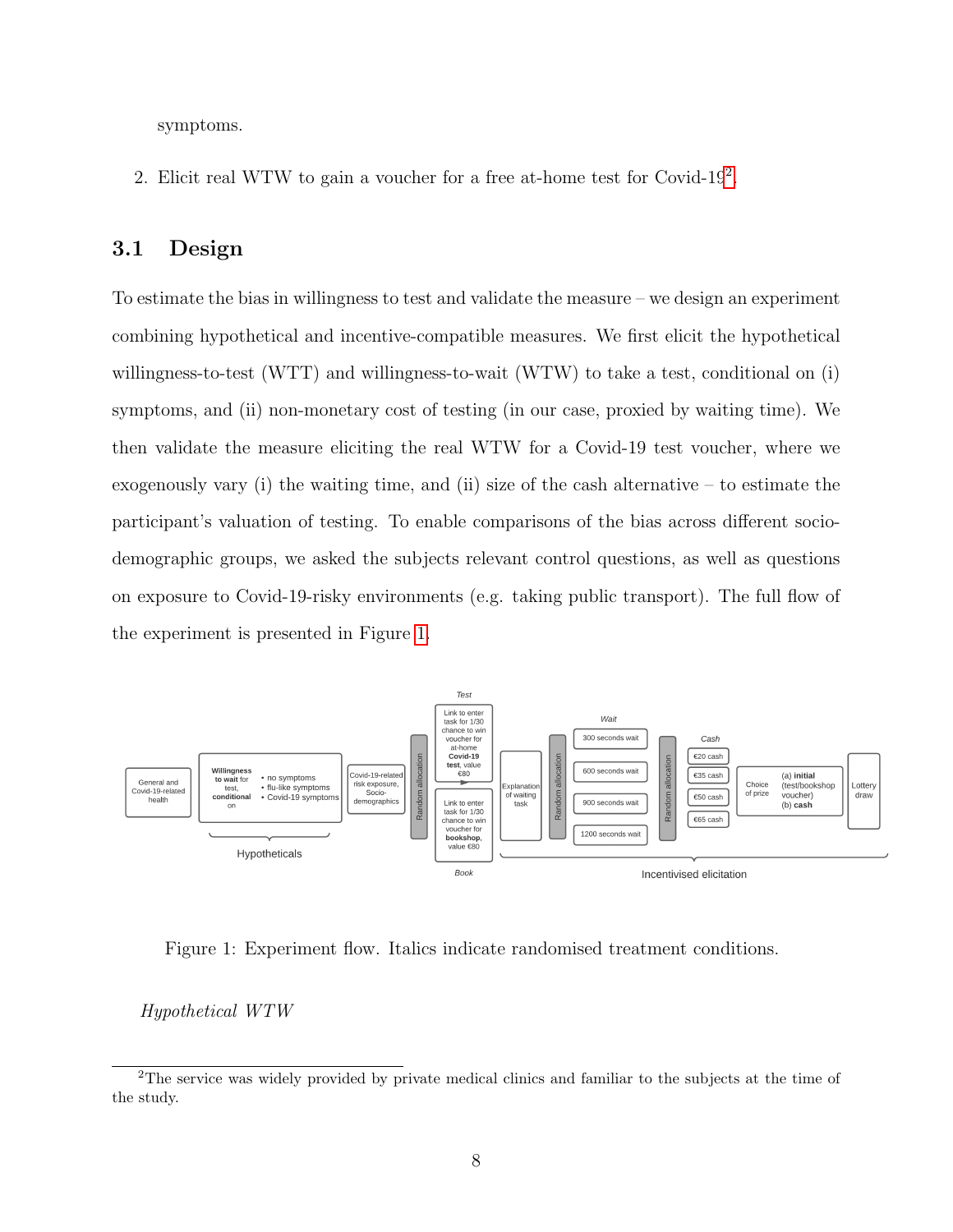symptoms.

2. Elicit real WTW to gain a voucher for a free at-home test for Covid-19[2].

## 3.1 Design

To estimate the bias in willingness to test and validate the measure – we design an experiment combining hypothetical and incentive-compatible measures. We first elicit the hypothetical willingness-to-test (WTT) and willingness-to-wait (WTW) to take a test, conditional on (i) symptoms, and (ii) non-monetary cost of testing (in our case, proxied by waiting time). We then validate the measure eliciting the real WTW for a Covid-19 test voucher, where we exogenously vary (i) the waiting time, and (ii) size of the cash alternative – to estimate the participant's valuation of testing. To enable comparisons of the bias across different socio-demographic groups, we asked the subjects relevant control questions, as well as questions on exposure to Covid-19-risky environments (e.g. taking public transport). The full flow of the experiment is presented in Figure 1.

Figure 1: Experiment flow. Italics indicate randomised treatment conditions.

*Hypothetical WTW*

[2] The service was widely provided by private medical clinics and familiar to the subjects at the time of the study.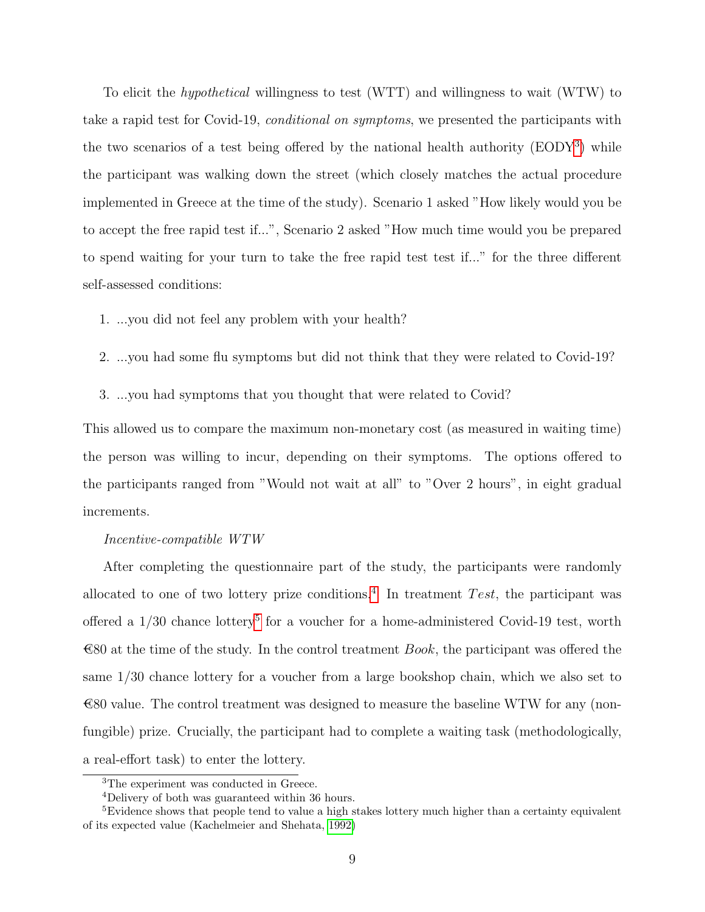To elicit the *hypothetical* willingness to test (WTT) and willingness to wait (WTW) to take a rapid test for Covid-19, *conditional on symptoms*, we presented the participants with the two scenarios of a test being offered by the national health authority (EODY[3]) while the participant was walking down the street (which closely matches the actual procedure implemented in Greece at the time of the study). Scenario 1 asked "How likely would you be to accept the free rapid test if...", Scenario 2 asked "How much time would you be prepared to spend waiting for your turn to take the free rapid test test if..." for the three different self-assessed conditions:

1. ...you did not feel any problem with your health?
2. ...you had some flu symptoms but did not think that they were related to Covid-19?
3. ...you had symptoms that you thought that were related to Covid?

This allowed us to compare the maximum non-monetary cost (as measured in waiting time) the person was willing to incur, depending on their symptoms. The options offered to the participants ranged from "Would not wait at all" to "Over 2 hours", in eight gradual increments.

*Incentive-compatible WTW*

After completing the questionnaire part of the study, the participants were randomly allocated to one of two lottery prize conditions.[4] In treatment *Test*, the participant was offered a 1/30 chance lottery[5] for a voucher for a home-administered Covid-19 test, worth €80 at the time of the study. In the control treatment *Book*, the participant was offered the same 1/30 chance lottery for a voucher from a large bookshop chain, which we also set to €80 value. The control treatment was designed to measure the baseline WTW for any (non-fungible) prize. Crucially, the participant had to complete a waiting task (methodologically, a real-effort task) to enter the lottery.

[3] The experiment was conducted in Greece.

[4] Delivery of both was guaranteed within 36 hours.

[5] Evidence shows that people tend to value a high stakes lottery much higher than a certainty equivalent of its expected value (Kachelmeier and Shehata, 1992)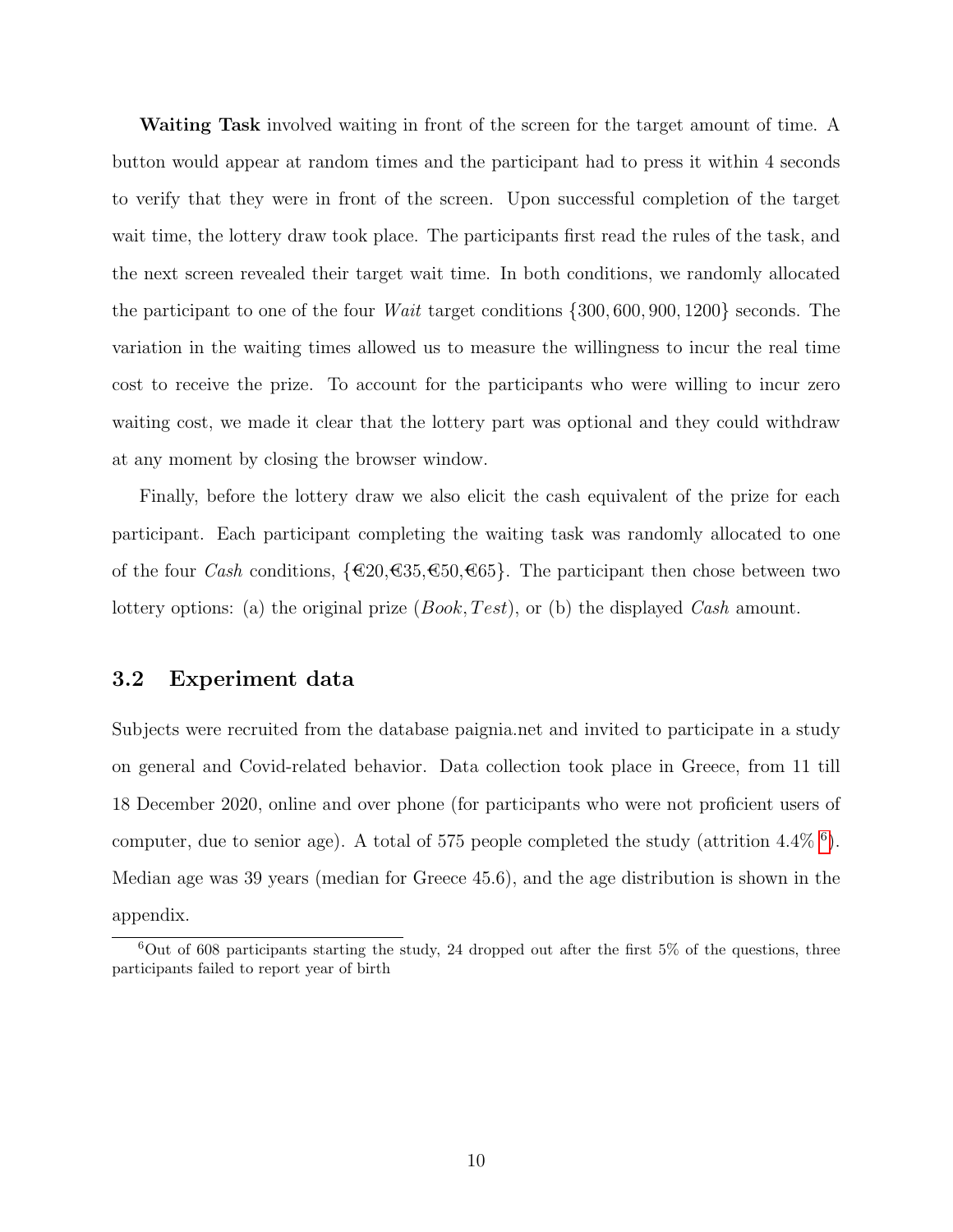**Waiting Task** involved waiting in front of the screen for the target amount of time. A button would appear at random times and the participant had to press it within 4 seconds to verify that they were in front of the screen. Upon successful completion of the target wait time, the lottery draw took place. The participants first read the rules of the task, and the next screen revealed their target wait time. In both conditions, we randomly allocated the participant to one of the four *Wait* target conditions $\{300, 600, 900, 1200\}$ seconds. The variation in the waiting times allowed us to measure the willingness to incur the real time cost to receive the prize. To account for the participants who were willing to incur zero waiting cost, we made it clear that the lottery part was optional and they could withdraw at any moment by closing the browser window.

Finally, before the lottery draw we also elicit the cash equivalent of the prize for each participant. Each participant completing the waiting task was randomly allocated to one of the four *Cash* conditions, {€20,€35,€50,€65}. The participant then chose between two lottery options: (a) the original prize ($Book, Test$), or (b) the displayed *Cash* amount.

## 3.2 Experiment data

Subjects were recruited from the database paignia.net and invited to participate in a study on general and Covid-related behavior. Data collection took place in Greece, from 11 till 18 December 2020, online and over phone (for participants who were not proficient users of computer, due to senior age). A total of 575 people completed the study (attrition 4.4% [6]). Median age was 39 years (median for Greece 45.6), and the age distribution is shown in the appendix.

[6] Out of 608 participants starting the study, 24 dropped out after the first 5% of the questions, three participants failed to report year of birth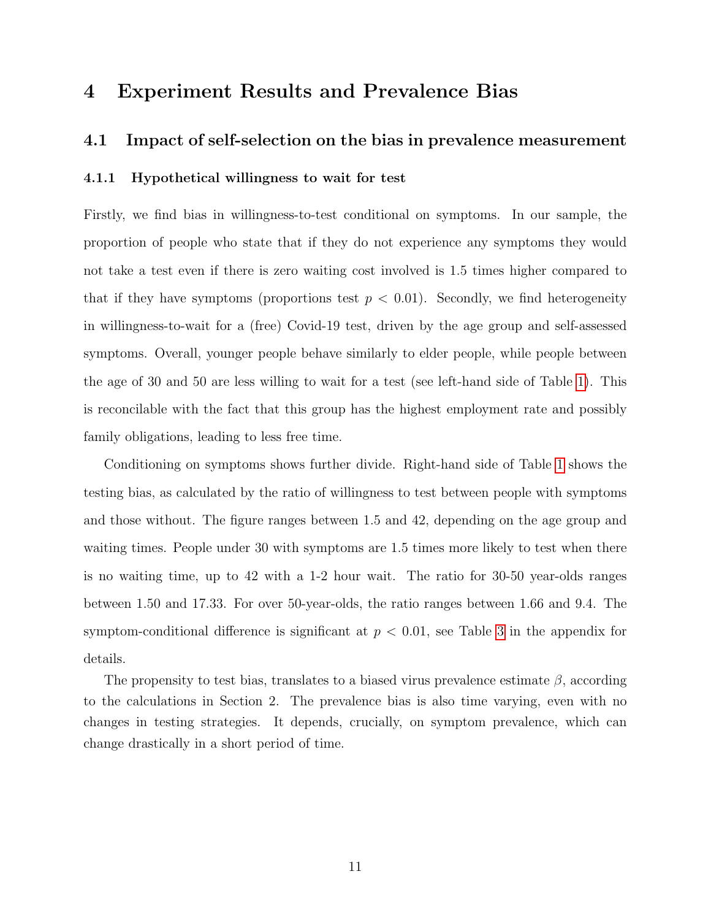# 4 Experiment Results and Prevalence Bias

## 4.1 Impact of self-selection on the bias in prevalence measurement

### 4.1.1 Hypothetical willingness to wait for test

Firstly, we find bias in willingness-to-test conditional on symptoms. In our sample, the proportion of people who state that if they do not experience any symptoms they would not take a test even if there is zero waiting cost involved is 1.5 times higher compared to that if they have symptoms (proportions test $p < 0.01$). Secondly, we find heterogeneity in willingness-to-wait for a (free) Covid-19 test, driven by the age group and self-assessed symptoms. Overall, younger people behave similarly to elder people, while people between the age of 30 and 50 are less willing to wait for a test (see left-hand side of Table 1). This is reconcilable with the fact that this group has the highest employment rate and possibly family obligations, leading to less free time.

Conditioning on symptoms shows further divide. Right-hand side of Table 1 shows the testing bias, as calculated by the ratio of willingness to test between people with symptoms and those without. The figure ranges between 1.5 and 42, depending on the age group and waiting times. People under 30 with symptoms are 1.5 times more likely to test when there is no waiting time, up to 42 with a 1-2 hour wait. The ratio for 30-50 year-olds ranges between 1.50 and 17.33. For over 50-year-olds, the ratio ranges between 1.66 and 9.4. The symptom-conditional difference is significant at $p < 0.01$, see Table 3 in the appendix for details.

The propensity to test bias, translates to a biased virus prevalence estimate $\beta$, according to the calculations in Section 2. The prevalence bias is also time varying, even with no changes in testing strategies. It depends, crucially, on symptom prevalence, which can change drastically in a short period of time.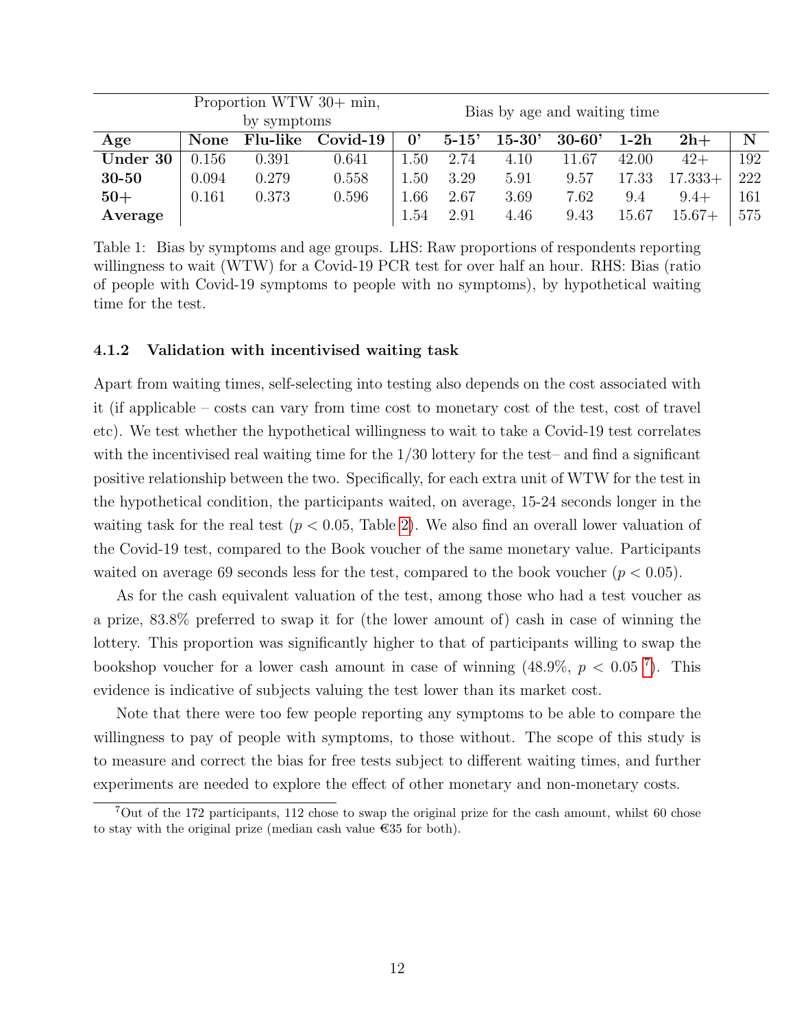| | Proportion WTW 30+ min, by symptoms | | | Bias by age and waiting time | | | | | | |
|---|---|---|---|---|---|---|---|---|---|---|
| **Age** | **None** | **Flu-like** | **Covid-19** | **0'** | **5-15'** | **15-30'** | **30-60'** | **1-2h** | **2h+** | **N** |
| **Under 30** | 0.156 | 0.391 | 0.641 | 1.50 | 2.74 | 4.10 | 11.67 | 42.00 | 42+ | 192 |
| **30-50** | 0.094 | 0.279 | 0.558 | 1.50 | 3.29 | 5.91 | 9.57 | 17.33 | 17.333+ | 222 |
| **50+** | 0.161 | 0.373 | 0.596 | 1.66 | 2.67 | 3.69 | 7.62 | 9.4 | 9.4+ | 161 |
| **Average** | | | | 1.54 | 2.91 | 4.46 | 9.43 | 15.67 | 15.67+ | 575 |

Table 1: Bias by symptoms and age groups. LHS: Raw proportions of respondents reporting willingness to wait (WTW) for a Covid-19 PCR test for over half an hour. RHS: Bias (ratio of people with Covid-19 symptoms to people with no symptoms), by hypothetical waiting time for the test.

#### 4.1.2 Validation with incentivised waiting task

Apart from waiting times, self-selecting into testing also depends on the cost associated with it (if applicable – costs can vary from time cost to monetary cost of the test, cost of travel etc). We test whether the hypothetical willingness to wait to take a Covid-19 test correlates with the incentivised real waiting time for the 1/30 lottery for the test– and find a significant positive relationship between the two. Specifically, for each extra unit of WTW for the test in the hypothetical condition, the participants waited, on average, 15-24 seconds longer in the waiting task for the real test ($p < 0.05$, Table 2). We also find an overall lower valuation of the Covid-19 test, compared to the Book voucher of the same monetary value. Participants waited on average 69 seconds less for the test, compared to the book voucher ($p < 0.05$).

As for the cash equivalent valuation of the test, among those who had a test voucher as a prize, 83.8% preferred to swap it for (the lower amount of) cash in case of winning the lottery. This proportion was significantly higher to that of participants willing to swap the bookshop voucher for a lower cash amount in case of winning (48.9%, $p < 0.05$ [7]). This evidence is indicative of subjects valuing the test lower than its market cost.

Note that there were too few people reporting any symptoms to be able to compare the willingness to pay of people with symptoms, to those without. The scope of this study is to measure and correct the bias for free tests subject to different waiting times, and further experiments are needed to explore the effect of other monetary and non-monetary costs.

[7]Out of the 172 participants, 112 chose to swap the original prize for the cash amount, whilst 60 chose to stay with the original prize (median cash value €35 for both).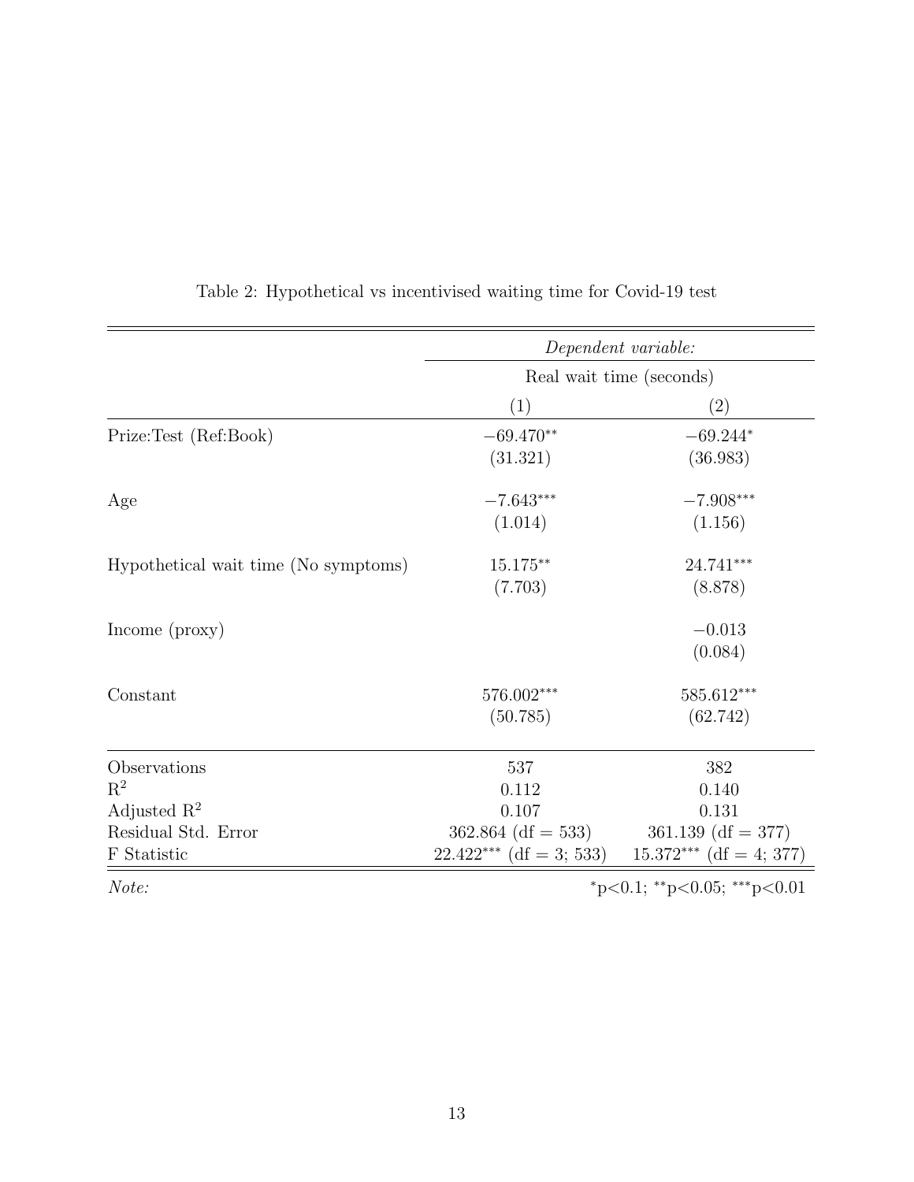Table 2: Hypothetical vs incentivised waiting time for Covid-19 test

| | *Dependent variable:* | |
|---|---|---|
| | Real wait time (seconds) | |
| | (1) | (2) |
| Prize:Test (Ref:Book) | $-69.470^{**}$ | $-69.244^{*}$ |
| | (31.321) | (36.983) |
| Age | $-7.643^{***}$ | $-7.908^{***}$ |
| | (1.014) | (1.156) |
| Hypothetical wait time (No symptoms) | $15.175^{**}$ | $24.741^{***}$ |
| | (7.703) | (8.878) |
| Income (proxy) | | $-0.013$ |
| | | (0.084) |
| Constant | $576.002^{***}$ | $585.612^{***}$ |
| | (50.785) | (62.742) |
| Observations | 537 | 382 |
| $R^2$ | 0.112 | 0.140 |
| Adjusted $R^2$ | 0.107 | 0.131 |
| Residual Std. Error | 362.864 (df = 533) | 361.139 (df = 377) |
| F Statistic | $22.422^{***}$ (df = 3; 533) | $15.372^{***}$ (df = 4; 377) |

*Note:* $^{*}p<0.1$; $^{**}p<0.05$; $^{***}p<0.01$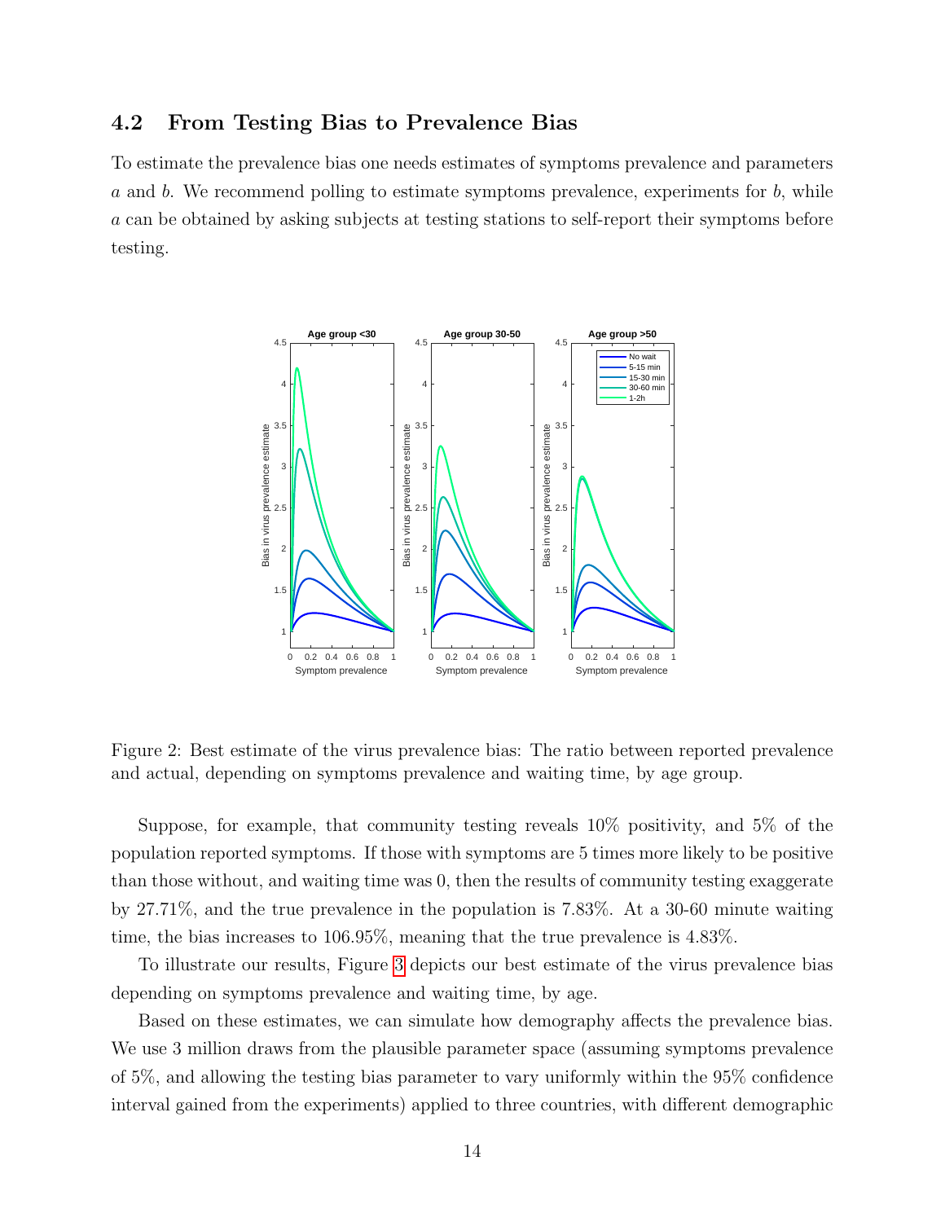### 4.2 From Testing Bias to Prevalence Bias

To estimate the prevalence bias one needs estimates of symptoms prevalence and parameters $a$ and $b$. We recommend polling to estimate symptoms prevalence, experiments for $b$, while $a$ can be obtained by asking subjects at testing stations to self-report their symptoms before testing.

Figure 2: Best estimate of the virus prevalence bias: The ratio between reported prevalence and actual, depending on symptoms prevalence and waiting time, by age group.

Suppose, for example, that community testing reveals 10% positivity, and 5% of the population reported symptoms. If those with symptoms are 5 times more likely to be positive than those without, and waiting time was 0, then the results of community testing exaggerate by 27.71%, and the true prevalence in the population is 7.83%. At a 30-60 minute waiting time, the bias increases to 106.95%, meaning that the true prevalence is 4.83%.

To illustrate our results, Figure 3 depicts our best estimate of the virus prevalence bias depending on symptoms prevalence and waiting time, by age.

Based on these estimates, we can simulate how demography affects the prevalence bias. We use 3 million draws from the plausible parameter space (assuming symptoms prevalence of 5%, and allowing the testing bias parameter to vary uniformly within the 95% confidence interval gained from the experiments) applied to three countries, with different demographic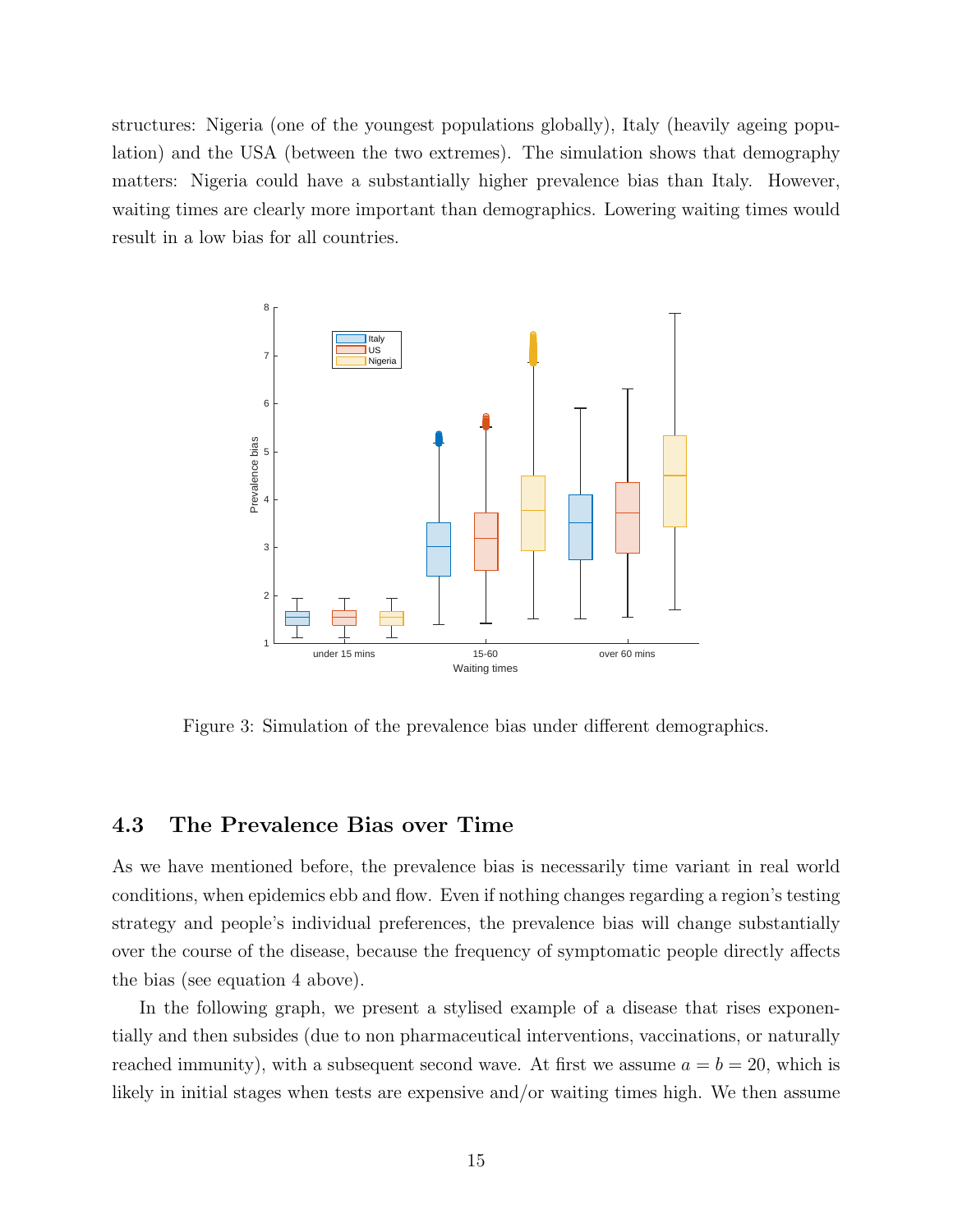structures: Nigeria (one of the youngest populations globally), Italy (heavily ageing population) and the USA (between the two extremes). The simulation shows that demography matters: Nigeria could have a substantially higher prevalence bias than Italy. However, waiting times are clearly more important than demographics. Lowering waiting times would result in a low bias for all countries.

Figure 3: Simulation of the prevalence bias under different demographics.

## 4.3 The Prevalence Bias over Time

As we have mentioned before, the prevalence bias is necessarily time variant in real world conditions, when epidemics ebb and flow. Even if nothing changes regarding a region's testing strategy and people's individual preferences, the prevalence bias will change substantially over the course of the disease, because the frequency of symptomatic people directly affects the bias (see equation 4 above).

In the following graph, we present a stylised example of a disease that rises exponentially and then subsides (due to non pharmaceutical interventions, vaccinations, or naturally reached immunity), with a subsequent second wave. At first we assume $a = b = 20$, which is likely in initial stages when tests are expensive and/or waiting times high. We then assume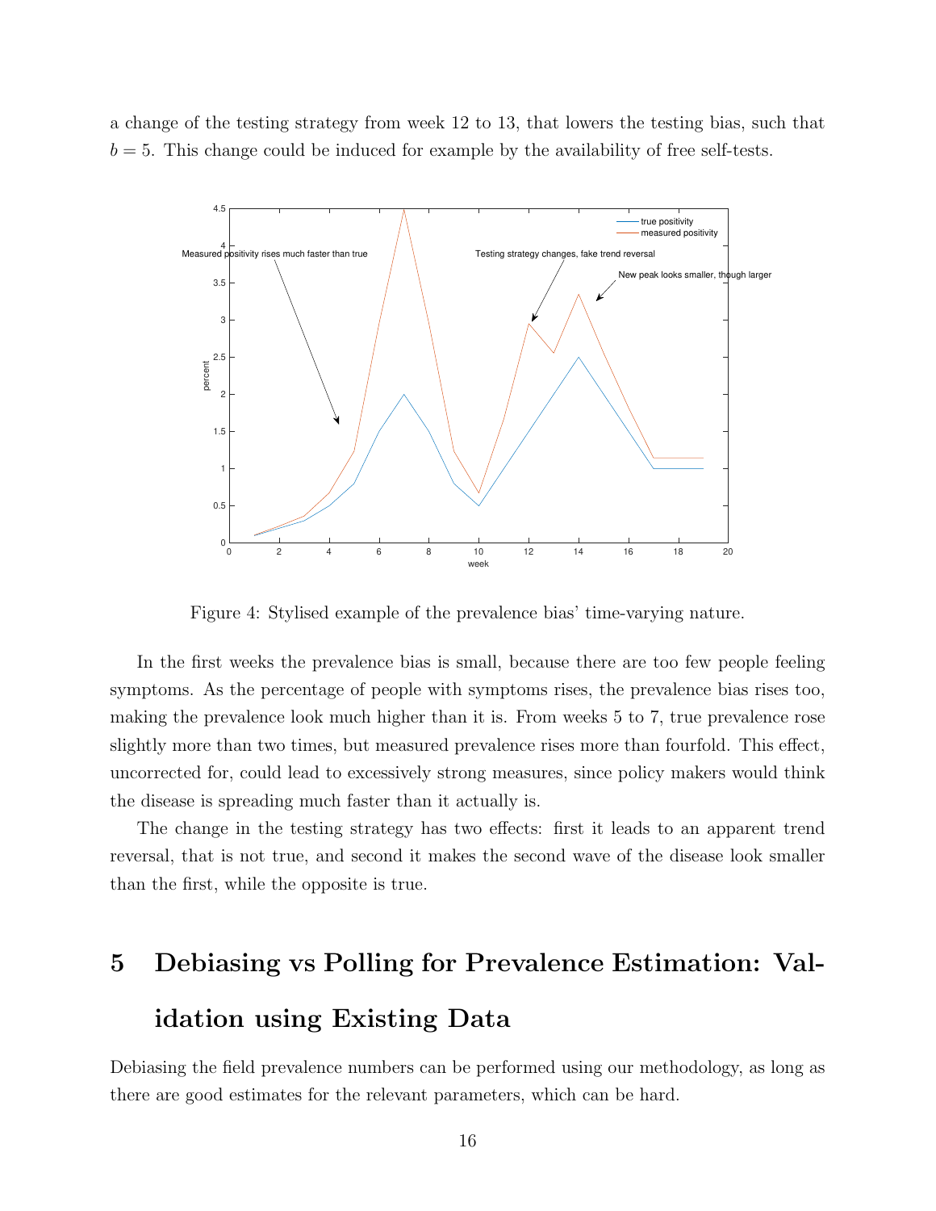a change of the testing strategy from week 12 to 13, that lowers the testing bias, such that $b = 5$. This change could be induced for example by the availability of free self-tests.

Figure 4: Stylised example of the prevalence bias' time-varying nature.

In the first weeks the prevalence bias is small, because there are too few people feeling symptoms. As the percentage of people with symptoms rises, the prevalence bias rises too, making the prevalence look much higher than it is. From weeks 5 to 7, true prevalence rose slightly more than two times, but measured prevalence rises more than fourfold. This effect, uncorrected for, could lead to excessively strong measures, since policy makers would think the disease is spreading much faster than it actually is.

The change in the testing strategy has two effects: first it leads to an apparent trend reversal, that is not true, and second it makes the second wave of the disease look smaller than the first, while the opposite is true.

# 5 Debiasing vs Polling for Prevalence Estimation: Validation using Existing Data

Debiasing the field prevalence numbers can be performed using our methodology, as long as there are good estimates for the relevant parameters, which can be hard.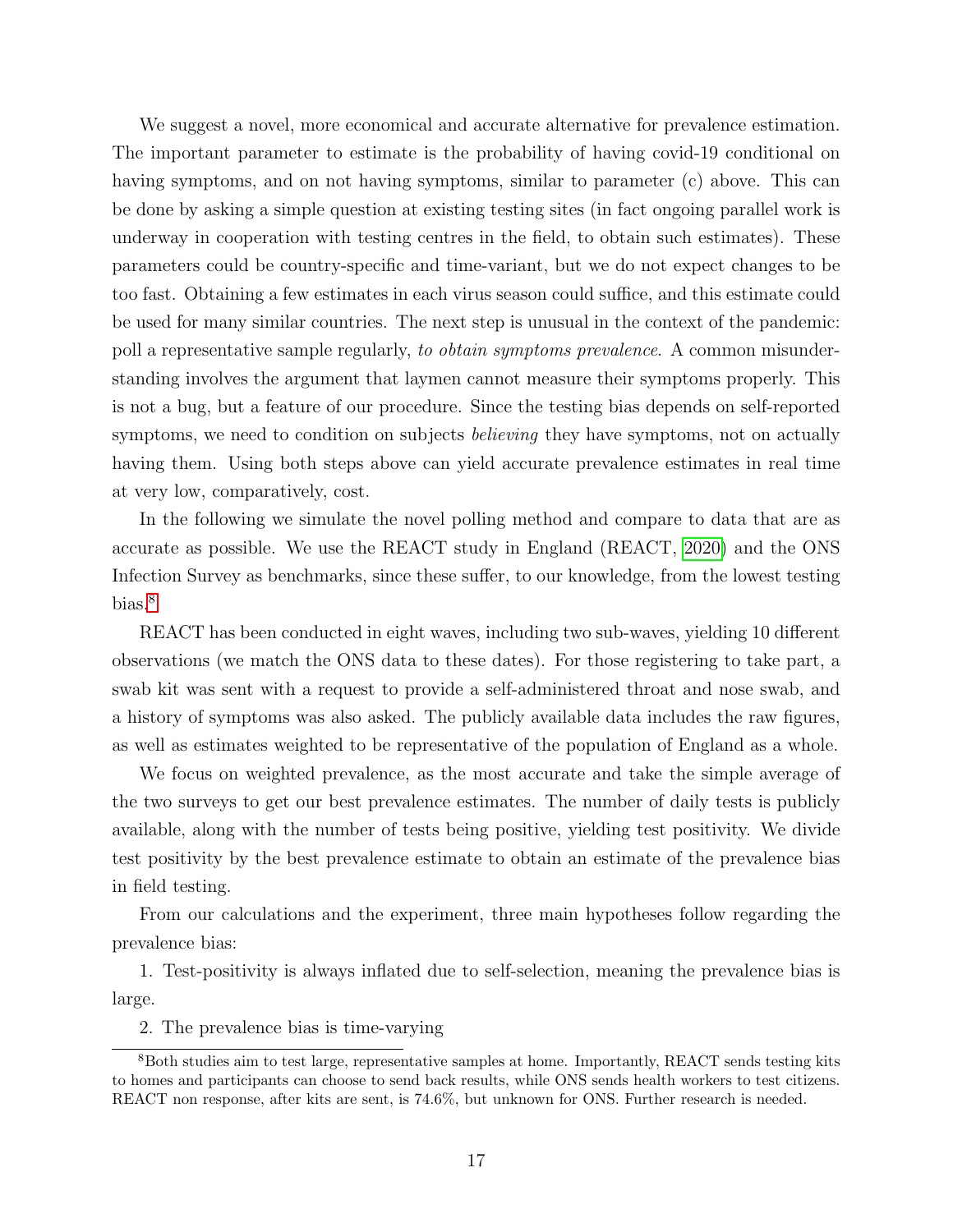We suggest a novel, more economical and accurate alternative for prevalence estimation. The important parameter to estimate is the probability of having covid-19 conditional on having symptoms, and on not having symptoms, similar to parameter (c) above. This can be done by asking a simple question at existing testing sites (in fact ongoing parallel work is underway in cooperation with testing centres in the field, to obtain such estimates). These parameters could be country-specific and time-variant, but we do not expect changes to be too fast. Obtaining a few estimates in each virus season could suffice, and this estimate could be used for many similar countries. The next step is unusual in the context of the pandemic: poll a representative sample regularly, *to obtain symptoms prevalence*. A common misunderstanding involves the argument that laymen cannot measure their symptoms properly. This is not a bug, but a feature of our procedure. Since the testing bias depends on self-reported symptoms, we need to condition on subjects *believing* they have symptoms, not on actually having them. Using both steps above can yield accurate prevalence estimates in real time at very low, comparatively, cost.

In the following we simulate the novel polling method and compare to data that are as accurate as possible. We use the REACT study in England (REACT, 2020) and the ONS Infection Survey as benchmarks, since these suffer, to our knowledge, from the lowest testing bias.[8]

REACT has been conducted in eight waves, including two sub-waves, yielding 10 different observations (we match the ONS data to these dates). For those registering to take part, a swab kit was sent with a request to provide a self-administered throat and nose swab, and a history of symptoms was also asked. The publicly available data includes the raw figures, as well as estimates weighted to be representative of the population of England as a whole.

We focus on weighted prevalence, as the most accurate and take the simple average of the two surveys to get our best prevalence estimates. The number of daily tests is publicly available, along with the number of tests being positive, yielding test positivity. We divide test positivity by the best prevalence estimate to obtain an estimate of the prevalence bias in field testing.

From our calculations and the experiment, three main hypotheses follow regarding the prevalence bias:

1. Test-positivity is always inflated due to self-selection, meaning the prevalence bias is large.

2. The prevalence bias is time-varying

[8] Both studies aim to test large, representative samples at home. Importantly, REACT sends testing kits to homes and participants can choose to send back results, while ONS sends health workers to test citizens. REACT non response, after kits are sent, is 74.6%, but unknown for ONS. Further research is needed.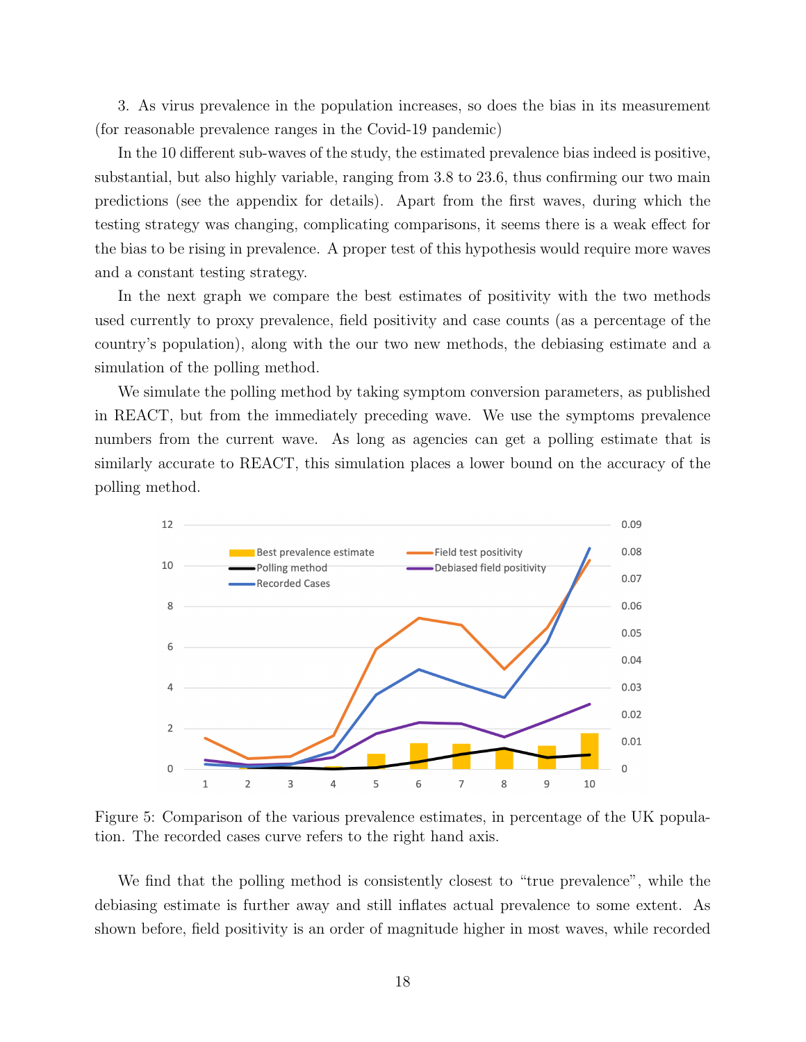3. As virus prevalence in the population increases, so does the bias in its measurement (for reasonable prevalence ranges in the Covid-19 pandemic)

In the 10 different sub-waves of the study, the estimated prevalence bias indeed is positive, substantial, but also highly variable, ranging from 3.8 to 23.6, thus confirming our two main predictions (see the appendix for details). Apart from the first waves, during which the testing strategy was changing, complicating comparisons, it seems there is a weak effect for the bias to be rising in prevalence. A proper test of this hypothesis would require more waves and a constant testing strategy.

In the next graph we compare the best estimates of positivity with the two methods used currently to proxy prevalence, field positivity and case counts (as a percentage of the country's population), along with the our two new methods, the debiasing estimate and a simulation of the polling method.

We simulate the polling method by taking symptom conversion parameters, as published in REACT, but from the immediately preceding wave. We use the symptoms prevalence numbers from the current wave. As long as agencies can get a polling estimate that is similarly accurate to REACT, this simulation places a lower bound on the accuracy of the polling method.

Figure 5: Comparison of the various prevalence estimates, in percentage of the UK population. The recorded cases curve refers to the right hand axis.

We find that the polling method is consistently closest to "true prevalence", while the debiasing estimate is further away and still inflates actual prevalence to some extent. As shown before, field positivity is an order of magnitude higher in most waves, while recorded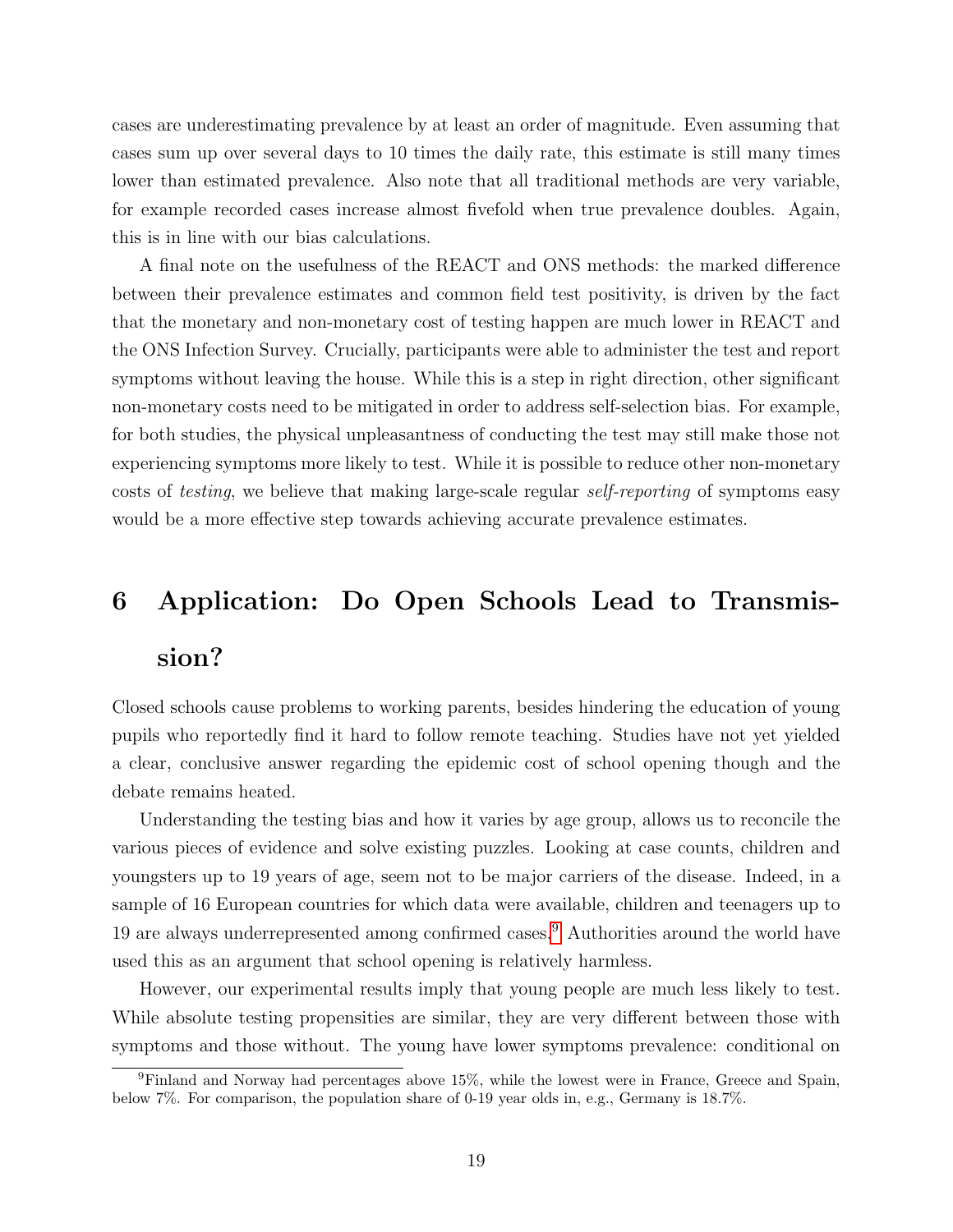cases are underestimating prevalence by at least an order of magnitude. Even assuming that cases sum up over several days to 10 times the daily rate, this estimate is still many times lower than estimated prevalence. Also note that all traditional methods are very variable, for example recorded cases increase almost fivefold when true prevalence doubles. Again, this is in line with our bias calculations.

A final note on the usefulness of the REACT and ONS methods: the marked difference between their prevalence estimates and common field test positivity, is driven by the fact that the monetary and non-monetary cost of testing happen are much lower in REACT and the ONS Infection Survey. Crucially, participants were able to administer the test and report symptoms without leaving the house. While this is a step in right direction, other significant non-monetary costs need to be mitigated in order to address self-selection bias. For example, for both studies, the physical unpleasantness of conducting the test may still make those not experiencing symptoms more likely to test. While it is possible to reduce other non-monetary costs of *testing*, we believe that making large-scale regular *self-reporting* of symptoms easy would be a more effective step towards achieving accurate prevalence estimates.

# 6 Application: Do Open Schools Lead to Transmission?

Closed schools cause problems to working parents, besides hindering the education of young pupils who reportedly find it hard to follow remote teaching. Studies have not yet yielded a clear, conclusive answer regarding the epidemic cost of school opening though and the debate remains heated.

Understanding the testing bias and how it varies by age group, allows us to reconcile the various pieces of evidence and solve existing puzzles. Looking at case counts, children and youngsters up to 19 years of age, seem not to be major carriers of the disease. Indeed, in a sample of 16 European countries for which data were available, children and teenagers up to 19 are always underrepresented among confirmed cases.[9] Authorities around the world have used this as an argument that school opening is relatively harmless.

However, our experimental results imply that young people are much less likely to test. While absolute testing propensities are similar, they are very different between those with symptoms and those without. The young have lower symptoms prevalence: conditional on

[9] Finland and Norway had percentages above 15%, while the lowest were in France, Greece and Spain, below 7%. For comparison, the population share of 0-19 year olds in, e.g., Germany is 18.7%.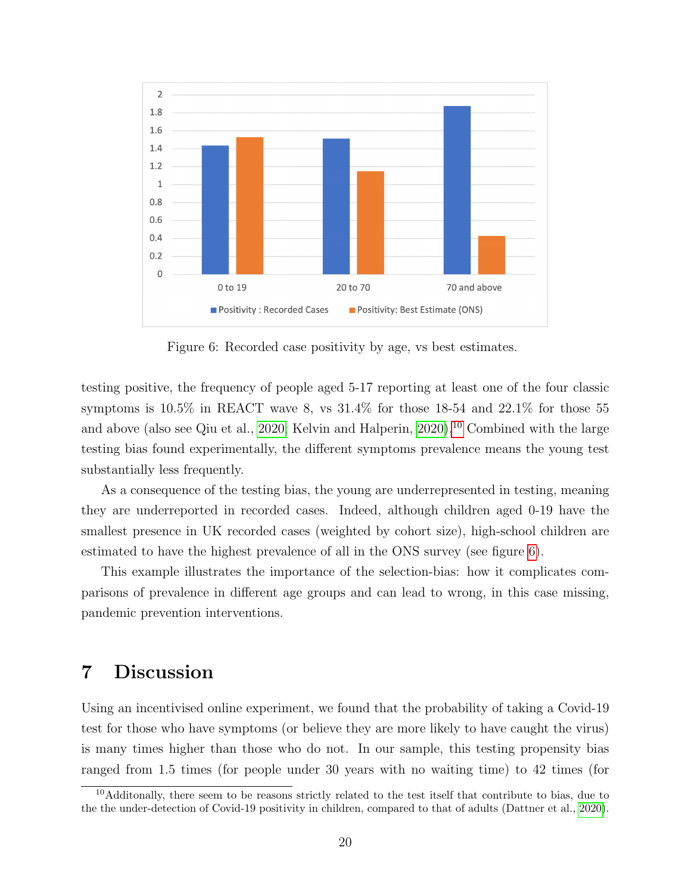Figure 6: Recorded case positivity by age, vs best estimates.

testing positive, the frequency of people aged 5-17 reporting at least one of the four classic symptoms is 10.5% in REACT wave 8, vs 31.4% for those 18-54 and 22.1% for those 55 and above (also see Qiu et al., 2020; Kelvin and Halperin, 2020).[10] Combined with the large testing bias found experimentally, the different symptoms prevalence means the young test substantially less frequently.

As a consequence of the testing bias, the young are underrepresented in testing, meaning they are underreported in recorded cases. Indeed, although children aged 0-19 have the smallest presence in UK recorded cases (weighted by cohort size), high-school children are estimated to have the highest prevalence of all in the ONS survey (see figure 6).

This example illustrates the importance of the selection-bias: how it complicates comparisons of prevalence in different age groups and can lead to wrong, in this case missing, pandemic prevention interventions.

## 7 Discussion

Using an incentivised online experiment, we found that the probability of taking a Covid-19 test for those who have symptoms (or believe they are more likely to have caught the virus) is many times higher than those who do not. In our sample, this testing propensity bias ranged from 1.5 times (for people under 30 years with no waiting time) to 42 times (for

[10] Additonally, there seem to be reasons strictly related to the test itself that contribute to bias, due to the the under-detection of Covid-19 positivity in children, compared to that of adults (Dattner et al., 2020).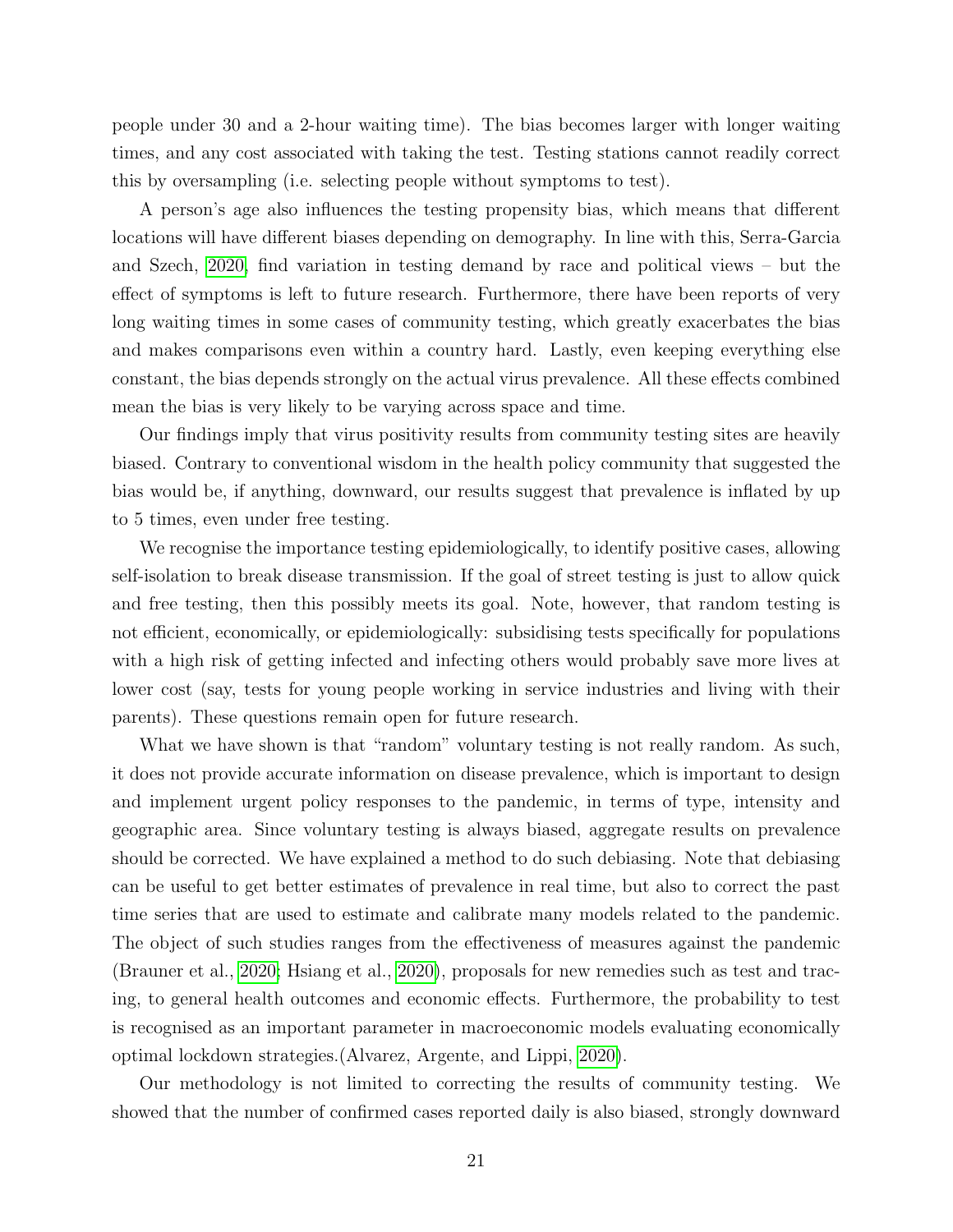people under 30 and a 2-hour waiting time). The bias becomes larger with longer waiting times, and any cost associated with taking the test. Testing stations cannot readily correct this by oversampling (i.e. selecting people without symptoms to test).

A person's age also influences the testing propensity bias, which means that different locations will have different biases depending on demography. In line with this, Serra-Garcia and Szech, 2020, find variation in testing demand by race and political views – but the effect of symptoms is left to future research. Furthermore, there have been reports of very long waiting times in some cases of community testing, which greatly exacerbates the bias and makes comparisons even within a country hard. Lastly, even keeping everything else constant, the bias depends strongly on the actual virus prevalence. All these effects combined mean the bias is very likely to be varying across space and time.

Our findings imply that virus positivity results from community testing sites are heavily biased. Contrary to conventional wisdom in the health policy community that suggested the bias would be, if anything, downward, our results suggest that prevalence is inflated by up to 5 times, even under free testing.

We recognise the importance testing epidemiologically, to identify positive cases, allowing self-isolation to break disease transmission. If the goal of street testing is just to allow quick and free testing, then this possibly meets its goal. Note, however, that random testing is not efficient, economically, or epidemiologically: subsidising tests specifically for populations with a high risk of getting infected and infecting others would probably save more lives at lower cost (say, tests for young people working in service industries and living with their parents). These questions remain open for future research.

What we have shown is that "random" voluntary testing is not really random. As such, it does not provide accurate information on disease prevalence, which is important to design and implement urgent policy responses to the pandemic, in terms of type, intensity and geographic area. Since voluntary testing is always biased, aggregate results on prevalence should be corrected. We have explained a method to do such debiasing. Note that debiasing can be useful to get better estimates of prevalence in real time, but also to correct the past time series that are used to estimate and calibrate many models related to the pandemic. The object of such studies ranges from the effectiveness of measures against the pandemic (Brauner et al., 2020; Hsiang et al., 2020), proposals for new remedies such as test and tracing, to general health outcomes and economic effects. Furthermore, the probability to test is recognised as an important parameter in macroeconomic models evaluating economically optimal lockdown strategies.(Alvarez, Argente, and Lippi, 2020).

Our methodology is not limited to correcting the results of community testing. We showed that the number of confirmed cases reported daily is also biased, strongly downward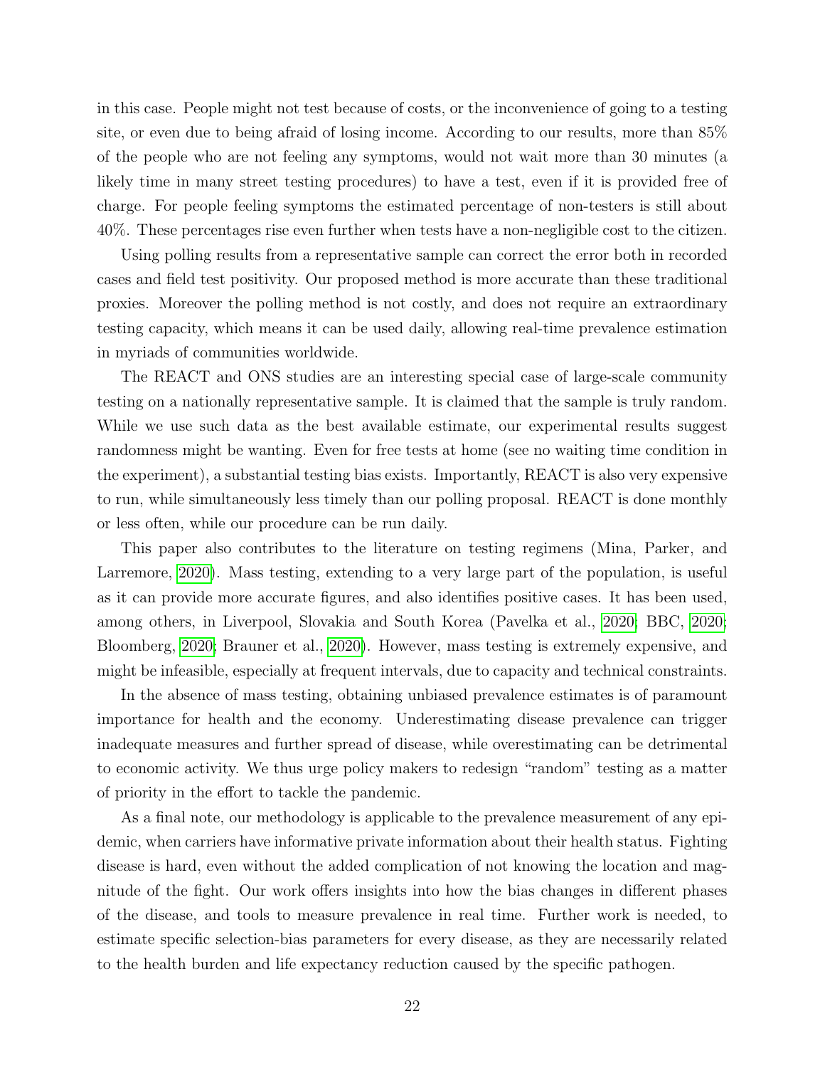in this case. People might not test because of costs, or the inconvenience of going to a testing site, or even due to being afraid of losing income. According to our results, more than 85% of the people who are not feeling any symptoms, would not wait more than 30 minutes (a likely time in many street testing procedures) to have a test, even if it is provided free of charge. For people feeling symptoms the estimated percentage of non-testers is still about 40%. These percentages rise even further when tests have a non-negligible cost to the citizen.

Using polling results from a representative sample can correct the error both in recorded cases and field test positivity. Our proposed method is more accurate than these traditional proxies. Moreover the polling method is not costly, and does not require an extraordinary testing capacity, which means it can be used daily, allowing real-time prevalence estimation in myriads of communities worldwide.

The REACT and ONS studies are an interesting special case of large-scale community testing on a nationally representative sample. It is claimed that the sample is truly random. While we use such data as the best available estimate, our experimental results suggest randomness might be wanting. Even for free tests at home (see no waiting time condition in the experiment), a substantial testing bias exists. Importantly, REACT is also very expensive to run, while simultaneously less timely than our polling proposal. REACT is done monthly or less often, while our procedure can be run daily.

This paper also contributes to the literature on testing regimens (Mina, Parker, and Larremore, 2020). Mass testing, extending to a very large part of the population, is useful as it can provide more accurate figures, and also identifies positive cases. It has been used, among others, in Liverpool, Slovakia and South Korea (Pavelka et al., 2020; BBC, 2020; Bloomberg, 2020; Brauner et al., 2020). However, mass testing is extremely expensive, and might be infeasible, especially at frequent intervals, due to capacity and technical constraints.

In the absence of mass testing, obtaining unbiased prevalence estimates is of paramount importance for health and the economy. Underestimating disease prevalence can trigger inadequate measures and further spread of disease, while overestimating can be detrimental to economic activity. We thus urge policy makers to redesign "random" testing as a matter of priority in the effort to tackle the pandemic.

As a final note, our methodology is applicable to the prevalence measurement of any epidemic, when carriers have informative private information about their health status. Fighting disease is hard, even without the added complication of not knowing the location and magnitude of the fight. Our work offers insights into how the bias changes in different phases of the disease, and tools to measure prevalence in real time. Further work is needed, to estimate specific selection-bias parameters for every disease, as they are necessarily related to the health burden and life expectancy reduction caused by the specific pathogen.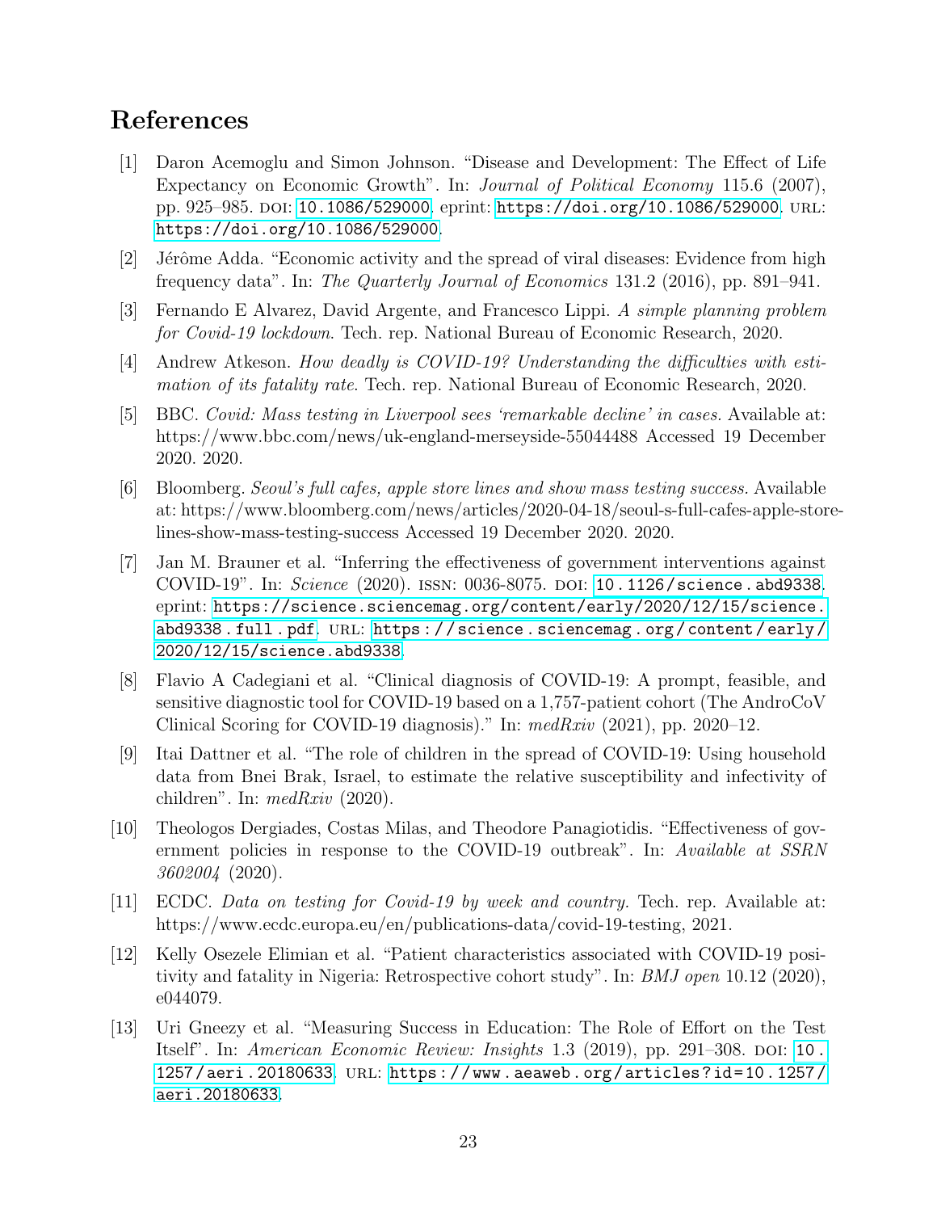# References

[1] Daron Acemoglu and Simon Johnson. "Disease and Development: The Effect of Life Expectancy on Economic Growth". In: *Journal of Political Economy* 115.6 (2007), pp. 925–985. DOI: 10.1086/529000. eprint: https://doi.org/10.1086/529000. URL: https://doi.org/10.1086/529000.

[2] Jérôme Adda. "Economic activity and the spread of viral diseases: Evidence from high frequency data". In: *The Quarterly Journal of Economics* 131.2 (2016), pp. 891–941.

[3] Fernando E Alvarez, David Argente, and Francesco Lippi. *A simple planning problem for Covid-19 lockdown*. Tech. rep. National Bureau of Economic Research, 2020.

[4] Andrew Atkeson. *How deadly is COVID-19? Understanding the difficulties with estimation of its fatality rate*. Tech. rep. National Bureau of Economic Research, 2020.

[5] BBC. *Covid: Mass testing in Liverpool sees 'remarkable decline' in cases.* Available at: https://www.bbc.com/news/uk-england-merseyside-55044488 Accessed 19 December 2020. 2020.

[6] Bloomberg. *Seoul's full cafes, apple store lines and show mass testing success.* Available at: https://www.bloomberg.com/news/articles/2020-04-18/seoul-s-full-cafes-apple-store-lines-show-mass-testing-success Accessed 19 December 2020. 2020.

[7] Jan M. Brauner et al. "Inferring the effectiveness of government interventions against COVID-19". In: *Science* (2020). ISSN: 0036-8075. DOI: 10.1126/science.abd9338. eprint: https://science.sciencemag.org/content/early/2020/12/15/science.abd9338.full.pdf. URL: https://science.sciencemag.org/content/early/2020/12/15/science.abd9338.

[8] Flavio A Cadegiani et al. "Clinical diagnosis of COVID-19: A prompt, feasible, and sensitive diagnostic tool for COVID-19 based on a 1,757-patient cohort (The AndroCoV Clinical Scoring for COVID-19 diagnosis)." In: *medRxiv* (2021), pp. 2020–12.

[9] Itai Dattner et al. "The role of children in the spread of COVID-19: Using household data from Bnei Brak, Israel, to estimate the relative susceptibility and infectivity of children". In: *medRxiv* (2020).

[10] Theologos Dergiades, Costas Milas, and Theodore Panagiotidis. "Effectiveness of government policies in response to the COVID-19 outbreak". In: *Available at SSRN 3602004* (2020).

[11] ECDC. *Data on testing for Covid-19 by week and country.* Tech. rep. Available at: https://www.ecdc.europa.eu/en/publications-data/covid-19-testing, 2021.

[12] Kelly Osezele Elimian et al. "Patient characteristics associated with COVID-19 positivity and fatality in Nigeria: Retrospective cohort study". In: *BMJ open* 10.12 (2020), e044079.

[13] Uri Gneezy et al. "Measuring Success in Education: The Role of Effort on the Test Itself". In: *American Economic Review: Insights* 1.3 (2019), pp. 291–308. DOI: 10.1257/aeri.20180633. URL: https://www.aeaweb.org/articles?id=10.1257/aeri.20180633.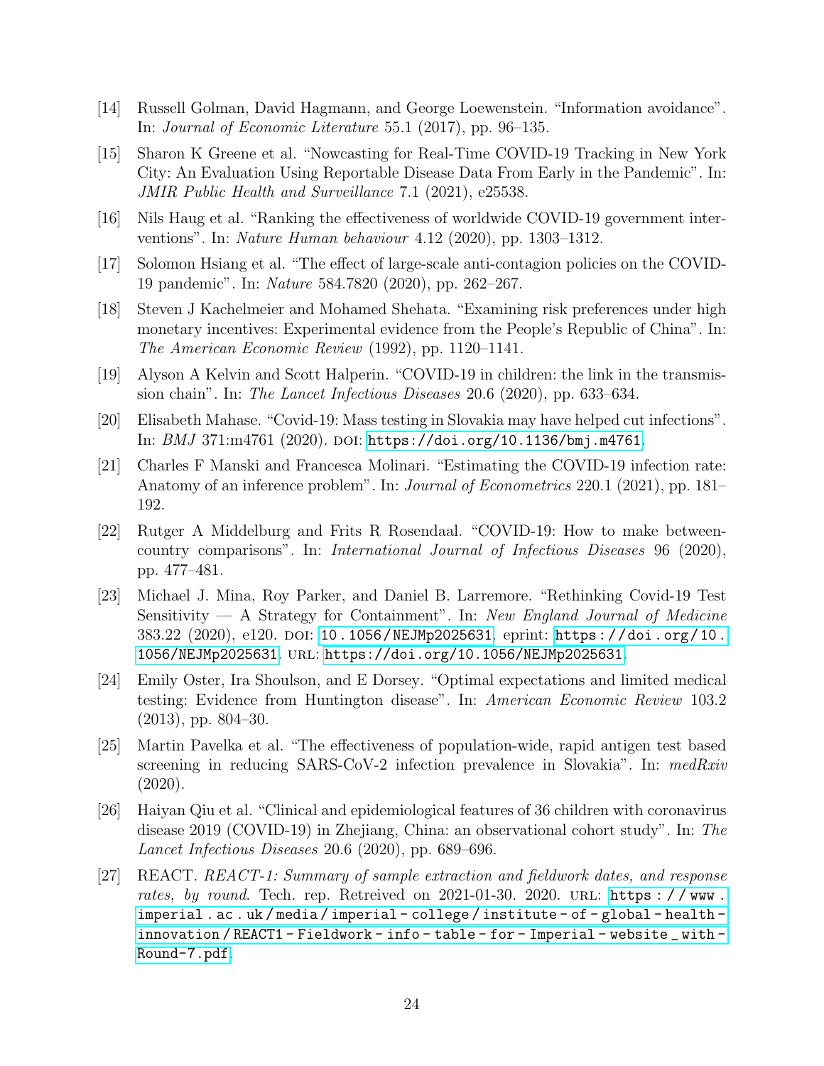[14] Russell Golman, David Hagmann, and George Loewenstein. "Information avoidance". In: *Journal of Economic Literature* 55.1 (2017), pp. 96–135.

[15] Sharon K Greene et al. "Nowcasting for Real-Time COVID-19 Tracking in New York City: An Evaluation Using Reportable Disease Data From Early in the Pandemic". In: *JMIR Public Health and Surveillance* 7.1 (2021), e25538.

[16] Nils Haug et al. "Ranking the effectiveness of worldwide COVID-19 government interventions". In: *Nature Human behaviour* 4.12 (2020), pp. 1303–1312.

[17] Solomon Hsiang et al. "The effect of large-scale anti-contagion policies on the COVID-19 pandemic". In: *Nature* 584.7820 (2020), pp. 262–267.

[18] Steven J Kachelmeier and Mohamed Shehata. "Examining risk preferences under high monetary incentives: Experimental evidence from the People's Republic of China". In: *The American Economic Review* (1992), pp. 1120–1141.

[19] Alyson A Kelvin and Scott Halperin. "COVID-19 in children: the link in the transmission chain". In: *The Lancet Infectious Diseases* 20.6 (2020), pp. 633–634.

[20] Elisabeth Mahase. "Covid-19: Mass testing in Slovakia may have helped cut infections". In: *BMJ* 371:m4761 (2020). DOI: https://doi.org/10.1136/bmj.m4761.

[21] Charles F Manski and Francesca Molinari. "Estimating the COVID-19 infection rate: Anatomy of an inference problem". In: *Journal of Econometrics* 220.1 (2021), pp. 181–192.

[22] Rutger A Middelburg and Frits R Rosendaal. "COVID-19: How to make between-country comparisons". In: *International Journal of Infectious Diseases* 96 (2020), pp. 477–481.

[23] Michael J. Mina, Roy Parker, and Daniel B. Larremore. "Rethinking Covid-19 Test Sensitivity — A Strategy for Containment". In: *New England Journal of Medicine* 383.22 (2020), e120. DOI: 10.1056/NEJMp2025631. eprint: https://doi.org/10.1056/NEJMp2025631. URL: https://doi.org/10.1056/NEJMp2025631.

[24] Emily Oster, Ira Shoulson, and E Dorsey. "Optimal expectations and limited medical testing: Evidence from Huntington disease". In: *American Economic Review* 103.2 (2013), pp. 804–30.

[25] Martin Pavelka et al. "The effectiveness of population-wide, rapid antigen test based screening in reducing SARS-CoV-2 infection prevalence in Slovakia". In: *medRxiv* (2020).

[26] Haiyan Qiu et al. "Clinical and epidemiological features of 36 children with coronavirus disease 2019 (COVID-19) in Zhejiang, China: an observational cohort study". In: *The Lancet Infectious Diseases* 20.6 (2020), pp. 689–696.

[27] REACT. *REACT-1: Summary of sample extraction and fieldwork dates, and response rates, by round*. Tech. rep. Retreived on 2021-01-30. 2020. URL: https://www.imperial.ac.uk/media/imperial-college/institute-of-global-health-innovation/REACT1-Fieldwork-info-table-for-Imperial-website_with-Round-7.pdf.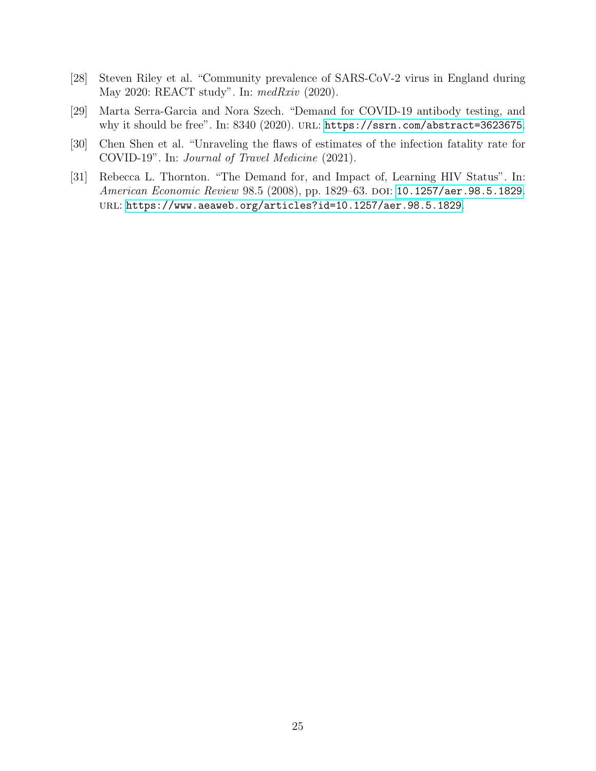[28] Steven Riley et al. "Community prevalence of SARS-CoV-2 virus in England during May 2020: REACT study". In: *medRxiv* (2020).

[29] Marta Serra-Garcia and Nora Szech. "Demand for COVID-19 antibody testing, and why it should be free". In: 8340 (2020). URL: https://ssrn.com/abstract=3623675.

[30] Chen Shen et al. "Unraveling the flaws of estimates of the infection fatality rate for COVID-19". In: *Journal of Travel Medicine* (2021).

[31] Rebecca L. Thornton. "The Demand for, and Impact of, Learning HIV Status". In: *American Economic Review* 98.5 (2008), pp. 1829–63. DOI: 10.1257/aer.98.5.1829. URL: https://www.aeaweb.org/articles?id=10.1257/aer.98.5.1829.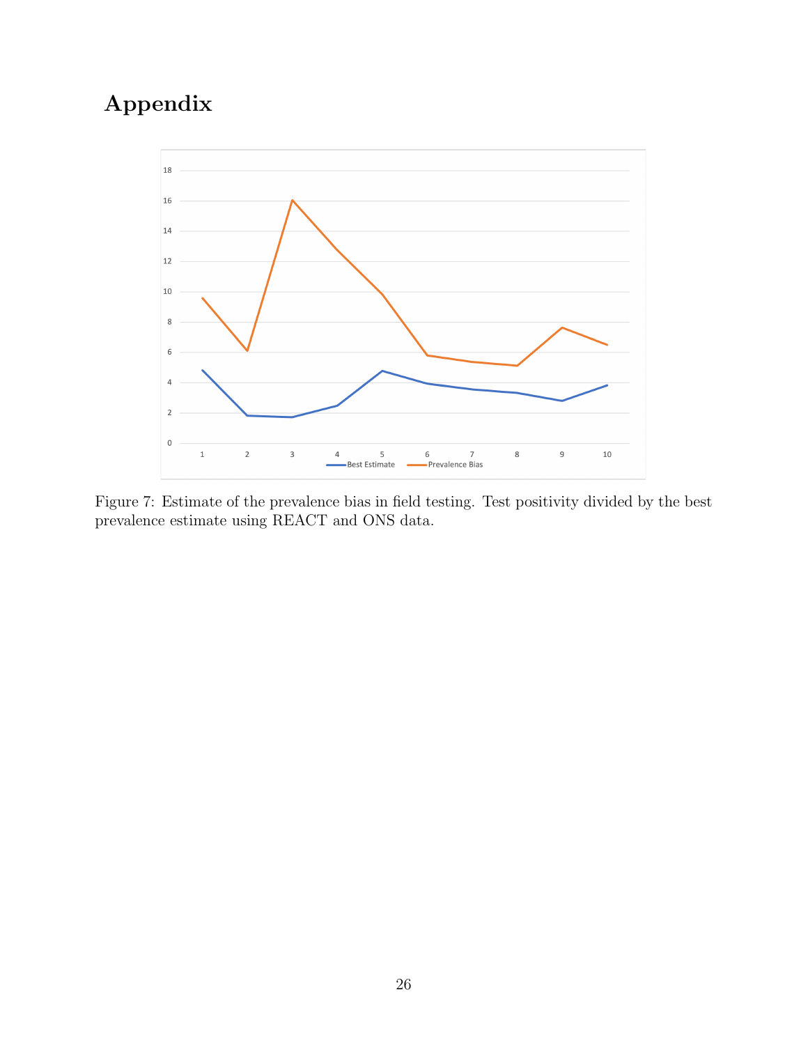# Appendix

Figure 7: Estimate of the prevalence bias in field testing. Test positivity divided by the best prevalence estimate using REACT and ONS data.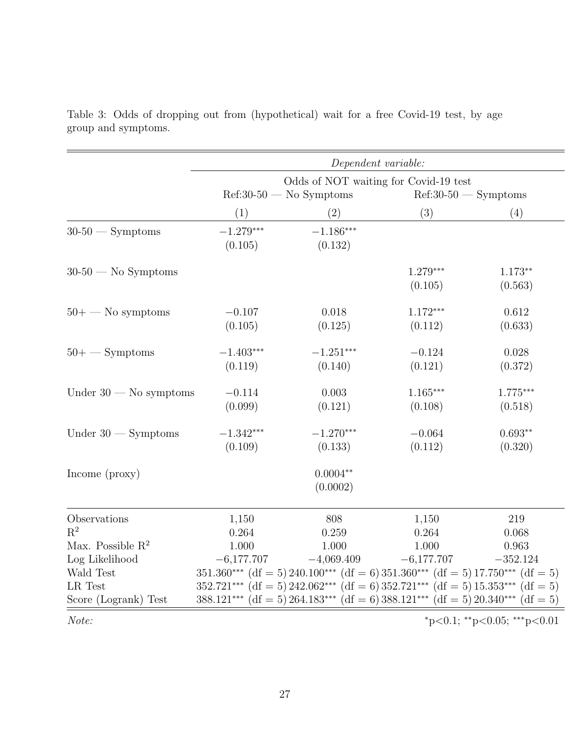Table 3: Odds of dropping out from (hypothetical) wait for a free Covid-19 test, by age group and symptoms.

| | *Dependent variable:* | | | |
|---|---|---|---|---|
| | Odds of NOT waiting for Covid-19 test | | | |
| | Ref:30-50 — No Symptoms | | Ref:30-50 — Symptoms | |
| | (1) | (2) | (3) | (4) |
| 30-50 — Symptoms | $-1.279^{***}$ | $-1.186^{***}$ | | |
| | (0.105) | (0.132) | | |
| 30-50 — No Symptoms | | | $1.279^{***}$ | $1.173^{**}$ |
| | | | (0.105) | (0.563) |
| 50+ — No symptoms | $-0.107$ | 0.018 | $1.172^{***}$ | 0.612 |
| | (0.105) | (0.125) | (0.112) | (0.633) |
| 50+ — Symptoms | $-1.403^{***}$ | $-1.251^{***}$ | $-0.124$ | 0.028 |
| | (0.119) | (0.140) | (0.121) | (0.372) |
| Under 30 — No symptoms | $-0.114$ | 0.003 | $1.165^{***}$ | $1.775^{***}$ |
| | (0.099) | (0.121) | (0.108) | (0.518) |
| Under 30 — Symptoms | $-1.342^{***}$ | $-1.270^{***}$ | $-0.064$ | $0.693^{**}$ |
| | (0.109) | (0.133) | (0.112) | (0.320) |
| Income (proxy) | | $0.0004^{**}$ | | |
| | | (0.0002) | | |
| Observations | 1,150 | 808 | 1,150 | 219 |
| $R^2$ | 0.264 | 0.259 | 0.264 | 0.068 |
| Max. Possible $R^2$ | 1.000 | 1.000 | 1.000 | 0.963 |
| Log Likelihood | $-6,177.707$ | $-4,069.409$ | $-6,177.707$ | $-352.124$ |
| Wald Test | $351.360^{***}$ (df = 5) | $240.100^{***}$ (df = 6) | $351.360^{***}$ (df = 5) | $17.750^{***}$ (df = 5) |
| LR Test | $352.721^{***}$ (df = 5) | $242.062^{***}$ (df = 6) | $352.721^{***}$ (df = 5) | $15.353^{***}$ (df = 5) |
| Score (Logrank) Test | $388.121^{***}$ (df = 5) | $264.183^{***}$ (df = 6) | $388.121^{***}$ (df = 5) | $20.340^{***}$ (df = 5) |

*Note:* $^{*}$p<0.1; $^{**}$p<0.05; $^{***}$p<0.01